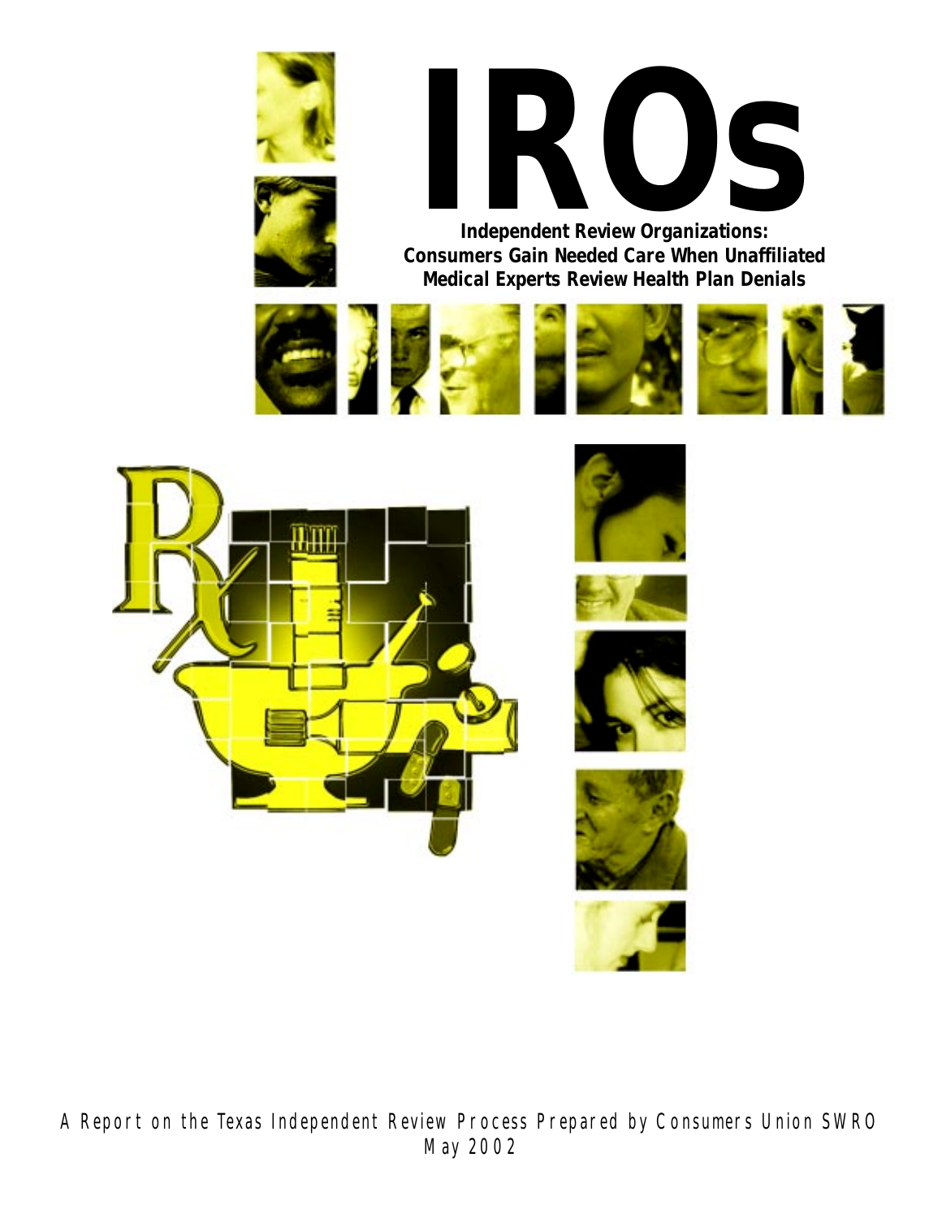# IROs

**Independent Review Organizations: Consumers Gain Needed Care When Unaffiliated Medical Experts Review Health Plan Denials**

A Report on the Texas Independent Review Process Prepared by Consumers Union SWRO
May 2002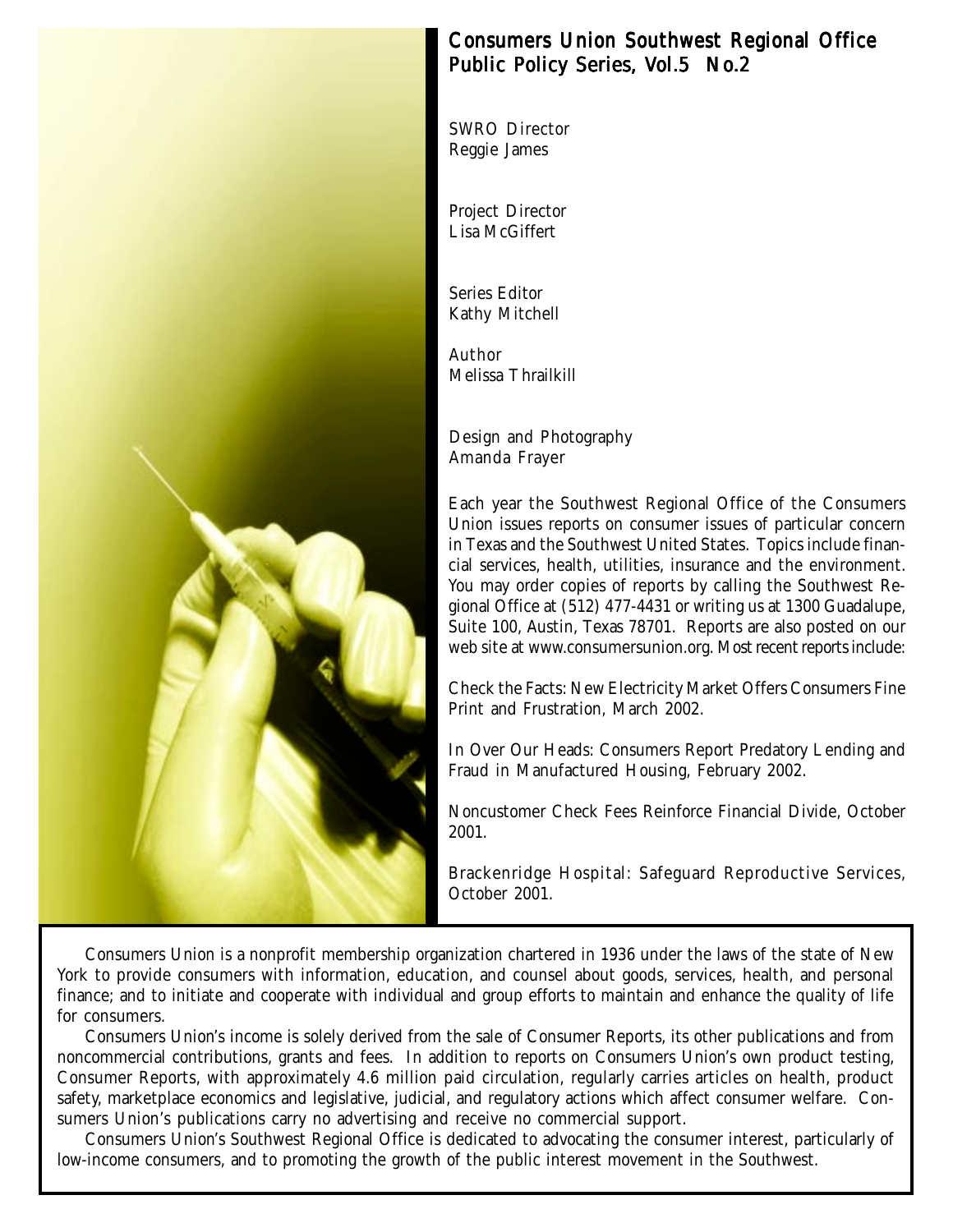## Consumers Union Southwest Regional Office Public Policy Series, Vol.5 No.2

SWRO Director
Reggie James

Project Director
Lisa McGiffert

Series Editor
Kathy Mitchell

Author
Melissa Thrailkill

Design and Photography
Amanda Frayer

Each year the Southwest Regional Office of the Consumers Union issues reports on consumer issues of particular concern in Texas and the Southwest United States. Topics include financial services, health, utilities, insurance and the environment. You may order copies of reports by calling the Southwest Regional Office at (512) 477-4431 or writing us at 1300 Guadalupe, Suite 100, Austin, Texas 78701. Reports are also posted on our web site at www.consumersunion.org. Most recent reports include:

Check the Facts: New Electricity Market Offers Consumers Fine Print and Frustration, March 2002.

In Over Our Heads: Consumers Report Predatory Lending and Fraud in Manufactured Housing, February 2002.

Noncustomer Check Fees Reinforce Financial Divide, October 2001.

Brackenridge Hospital: Safeguard Reproductive Services, October 2001.

Consumers Union is a nonprofit membership organization chartered in 1936 under the laws of the state of New York to provide consumers with information, education, and counsel about goods, services, health, and personal finance; and to initiate and cooperate with individual and group efforts to maintain and enhance the quality of life for consumers.

Consumers Union's income is solely derived from the sale of Consumer Reports, its other publications and from noncommercial contributions, grants and fees. In addition to reports on Consumers Union's own product testing, Consumer Reports, with approximately 4.6 million paid circulation, regularly carries articles on health, product safety, marketplace economics and legislative, judicial, and regulatory actions which affect consumer welfare. Consumers Union's publications carry no advertising and receive no commercial support.

Consumers Union's Southwest Regional Office is dedicated to advocating the consumer interest, particularly of low-income consumers, and to promoting the growth of the public interest movement in the Southwest.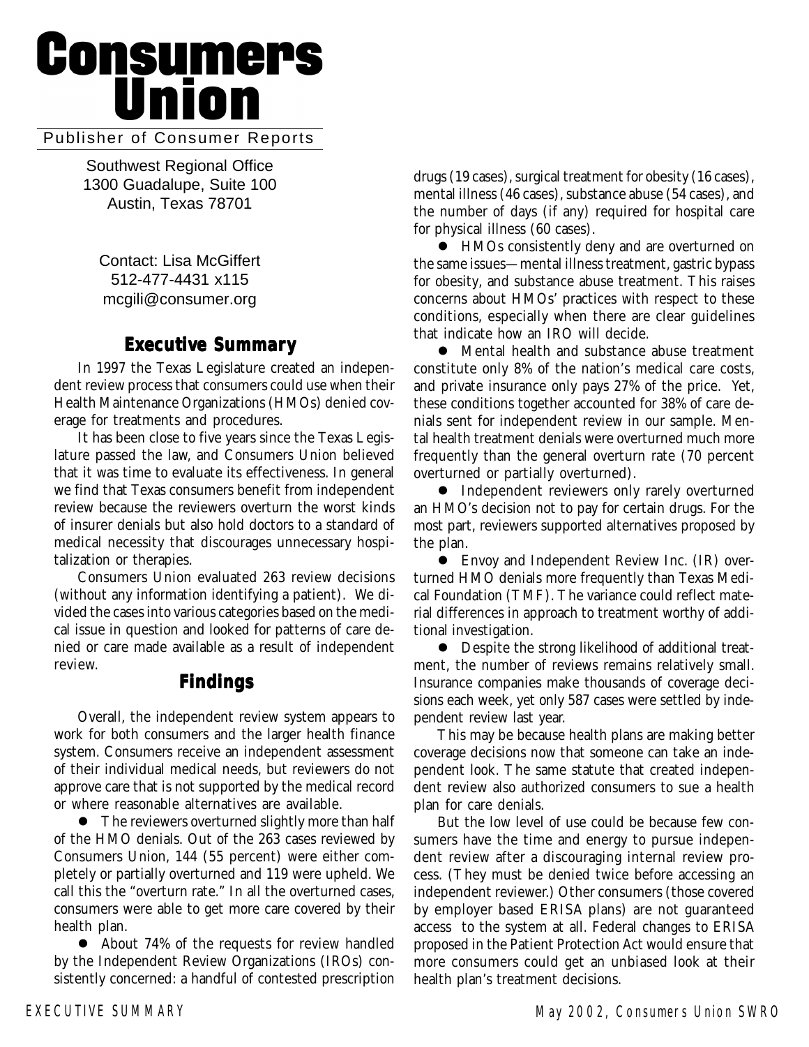# Consumers Union

Publisher of Consumer Reports

Southwest Regional Office
1300 Guadalupe, Suite 100
Austin, Texas 78701

Contact: Lisa McGiffert
512-477-4431 x115
mcgili@consumer.org

## Executive Summary

In 1997 the Texas Legislature created an independent review process that consumers could use when their Health Maintenance Organizations (HMOs) denied coverage for treatments and procedures.

It has been close to five years since the Texas Legislature passed the law, and Consumers Union believed that it was time to evaluate its effectiveness. In general we find that Texas consumers benefit from independent review because the reviewers overturn the worst kinds of insurer denials but also hold doctors to a standard of medical necessity that discourages unnecessary hospitalization or therapies.

Consumers Union evaluated 263 review decisions (without any information identifying a patient). We divided the cases into various categories based on the medical issue in question and looked for patterns of care denied or care made available as a result of independent review.

## Findings

Overall, the independent review system appears to work for both consumers and the larger health finance system. Consumers receive an independent assessment of their individual medical needs, but reviewers do not approve care that is not supported by the medical record or where reasonable alternatives are available.

- The reviewers overturned slightly more than half of the HMO denials. Out of the 263 cases reviewed by Consumers Union, 144 (55 percent) were either completely or partially overturned and 119 were upheld. We call this the "overturn rate." In all the overturned cases, consumers were able to get more care covered by their health plan.
- About 74% of the requests for review handled by the Independent Review Organizations (IROs) consistently concerned: a handful of contested prescription drugs (19 cases), surgical treatment for obesity (16 cases), mental illness (46 cases), substance abuse (54 cases), and the number of days (if any) required for hospital care for physical illness (60 cases).
- HMOs consistently deny and are overturned on the same issues—mental illness treatment, gastric bypass for obesity, and substance abuse treatment. This raises concerns about HMOs' practices with respect to these conditions, especially when there are clear guidelines that indicate how an IRO will decide.
- Mental health and substance abuse treatment constitute only 8% of the nation's medical care costs, and private insurance only pays 27% of the price. Yet, these conditions together accounted for 38% of care denials sent for independent review in our sample. Mental health treatment denials were overturned much more frequently than the general overturn rate (70 percent overturned or partially overturned).
- Independent reviewers only rarely overturned an HMO's decision not to pay for certain drugs. For the most part, reviewers supported alternatives proposed by the plan.
- Envoy and Independent Review Inc. (IR) overturned HMO denials more frequently than Texas Medical Foundation (TMF). The variance could reflect material differences in approach to treatment worthy of additional investigation.
- Despite the strong likelihood of additional treatment, the number of reviews remains relatively small. Insurance companies make thousands of coverage decisions each week, yet only 587 cases were settled by independent review last year.

This may be because health plans are making better coverage decisions now that someone can take an independent look. The same statute that created independent review also authorized consumers to sue a health plan for care denials.

But the low level of use could be because few consumers have the time and energy to pursue independent review after a discouraging internal review process. (They must be denied twice before accessing an independent reviewer.) Other consumers (those covered by employer based ERISA plans) are not guaranteed access to the system at all. Federal changes to ERISA proposed in the Patient Protection Act would ensure that more consumers could get an unbiased look at their health plan's treatment decisions.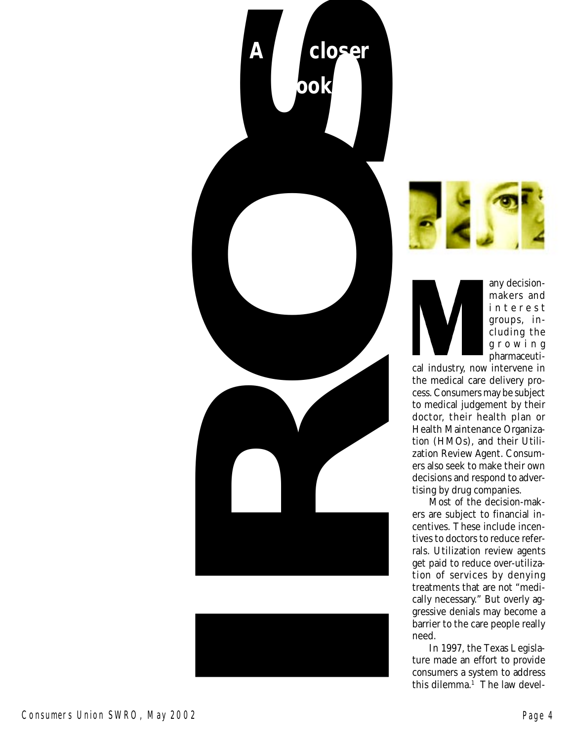# IROs

## A closer look

Many decision-makers and interest groups, including the growing pharmaceutical industry, now intervene in the medical care delivery process. Consumers may be subject to medical judgement by their doctor, their health plan or Health Maintenance Organization (HMOs), and their Utilization Review Agent. Consumers also seek to make their own decisions and respond to advertising by drug companies.

Most of the decision-makers are subject to financial incentives. These include incentives to doctors to reduce referrals. Utilization review agents get paid to reduce over-utilization of services by denying treatments that are not "medically necessary." But overly aggressive denials may become a barrier to the care people really need.

In 1997, the Texas Legislature made an effort to provide consumers a system to address this dilemma.[1] The law devel-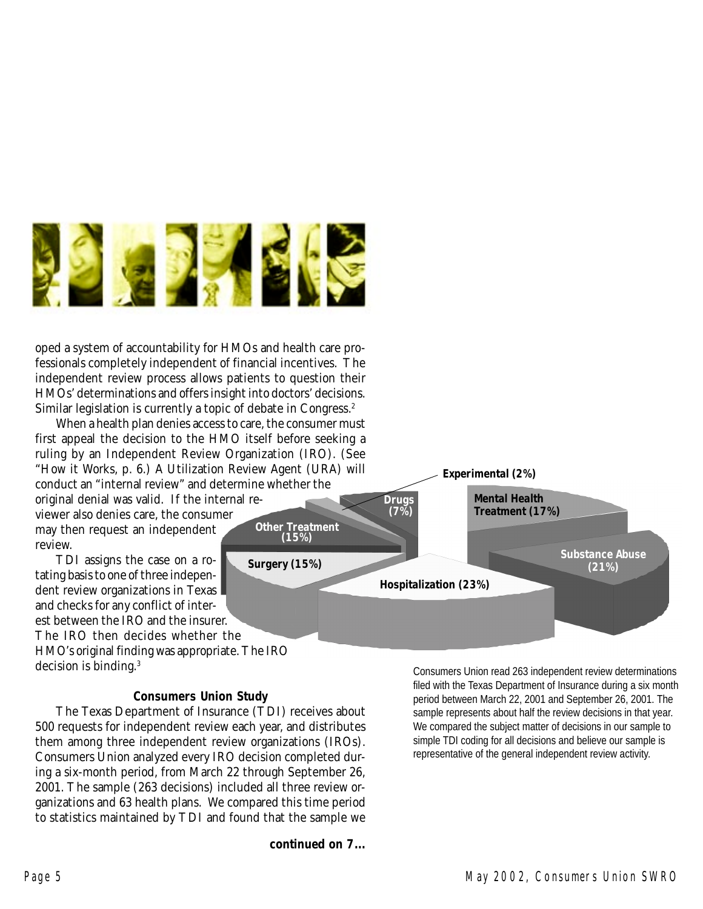oped a system of accountability for HMOs and health care professionals completely independent of financial incentives. The independent review process allows patients to question their HMOs' determinations and offers insight into doctors' decisions. Similar legislation is currently a topic of debate in Congress.[2]

When a health plan denies access to care, the consumer must first appeal the decision to the HMO itself before seeking a ruling by an Independent Review Organization (IRO). (See "How it Works, p. 6.) A Utilization Review Agent (URA) will conduct an "internal review" and determine whether the original denial was valid. If the internal reviewer also denies care, the consumer may then request an independent review.

TDI assigns the case on a rotating basis to one of three independent review organizations in Texas and checks for any conflict of interest between the IRO and the insurer. The IRO then decides whether the HMO's original finding was appropriate. The IRO decision is binding.[3]

Experimental (2%)

Drugs (7%)

Mental Health Treatment (17%)

Other Treatment (15%)

Substance Abuse (21%)

Surgery (15%)

Hospitalization (23%)

Consumers Union read 263 independent review determinations filed with the Texas Department of Insurance during a six month period between March 22, 2001 and September 26, 2001. The sample represents about half the review decisions in that year. We compared the subject matter of decisions in our sample to simple TDI coding for all decisions and believe our sample is representative of the general independent review activity.

### Consumers Union Study

The Texas Department of Insurance (TDI) receives about 500 requests for independent review each year, and distributes them among three independent review organizations (IROs). Consumers Union analyzed every IRO decision completed during a six-month period, from March 22 through September 26, 2001. The sample (263 decisions) included all three review organizations and 63 health plans. We compared this time period to statistics maintained by TDI and found that the sample we

**continued on 7...**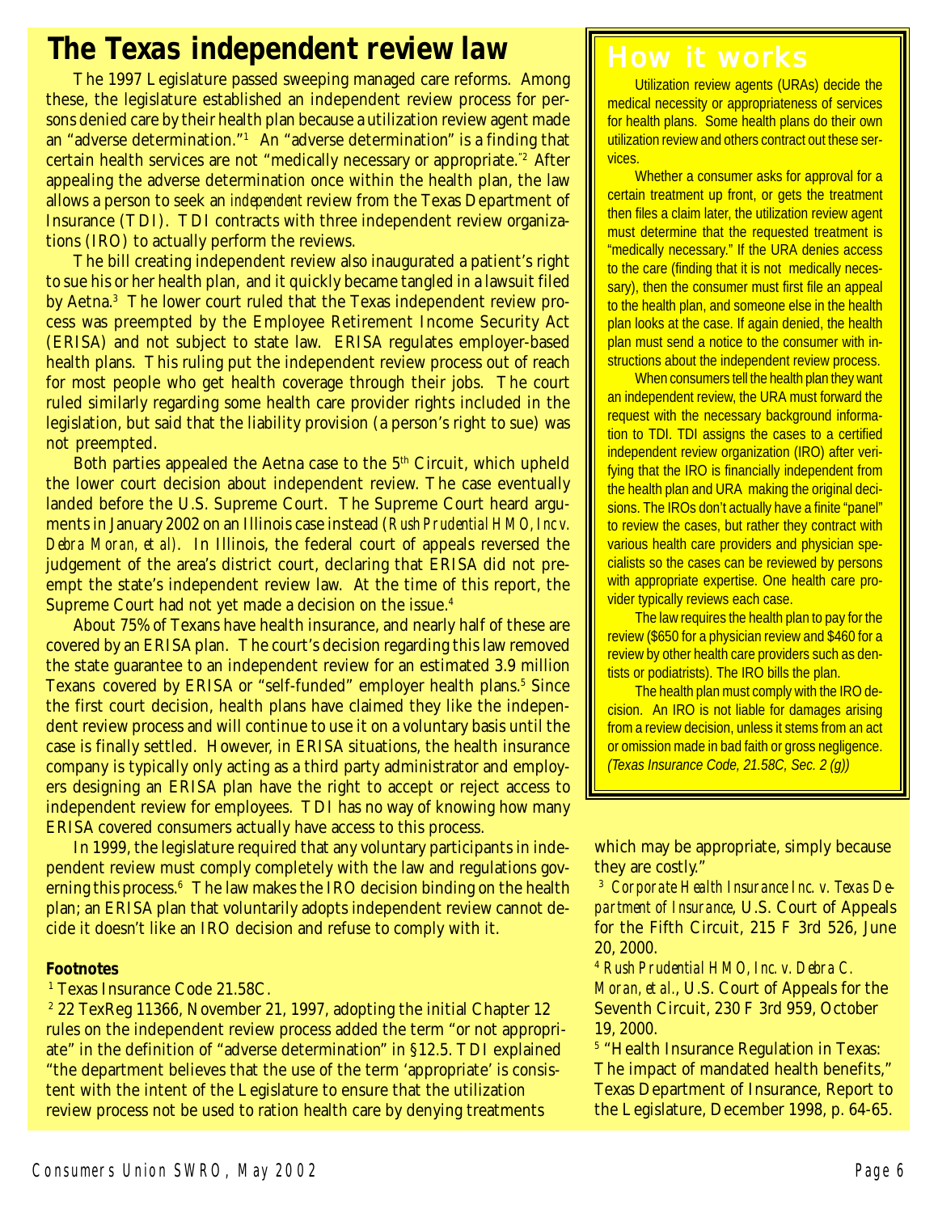# The Texas independent review law

The 1997 Legislature passed sweeping managed care reforms. Among these, the legislature established an independent review process for persons denied care by their health plan because a utilization review agent made an "adverse determination."[1] An "adverse determination" is a finding that certain health services are not "medically necessary or appropriate."[2] After appealing the adverse determination once within the health plan, the law allows a person to seek an *independent* review from the Texas Department of Insurance (TDI). TDI contracts with three independent review organizations (IRO) to actually perform the reviews.

The bill creating independent review also inaugurated a patient's right to sue his or her health plan, and it quickly became tangled in a lawsuit filed by Aetna.[3] The lower court ruled that the Texas independent review process was preempted by the Employee Retirement Income Security Act (ERISA) and not subject to state law. ERISA regulates employer-based health plans. This ruling put the independent review process out of reach for most people who get health coverage through their jobs. The court ruled similarly regarding some health care provider rights included in the legislation, but said that the liability provision (a person's right to sue) was not preempted.

Both parties appealed the Aetna case to the 5th Circuit, which upheld the lower court decision about independent review. The case eventually landed before the U.S. Supreme Court. The Supreme Court heard arguments in January 2002 on an Illinois case instead (*Rush Prudential HMO, Inc v. Debra Moran, et al*). In Illinois, the federal court of appeals reversed the judgement of the area's district court, declaring that ERISA did not preempt the state's independent review law. At the time of this report, the Supreme Court had not yet made a decision on the issue.[4]

About 75% of Texans have health insurance, and nearly half of these are covered by an ERISA plan. The court's decision regarding this law removed the state guarantee to an independent review for an estimated 3.9 million Texans covered by ERISA or "self-funded" employer health plans.[5] Since the first court decision, health plans have claimed they like the independent review process and will continue to use it on a voluntary basis until the case is finally settled. However, in ERISA situations, the health insurance company is typically only acting as a third party administrator and employers designing an ERISA plan have the right to accept or reject access to independent review for employees. TDI has no way of knowing how many ERISA covered consumers actually have access to this process.

In 1999, the legislature required that any voluntary participants in independent review must comply completely with the law and regulations governing this process.[6] The law makes the IRO decision binding on the health plan; an ERISA plan that voluntarily adopts independent review cannot decide it doesn't like an IRO decision and refuse to comply with it.

## How it works

Utilization review agents (URAs) decide the medical necessity or appropriateness of services for health plans. Some health plans do their own utilization review and others contract out these services.

Whether a consumer asks for approval for a certain treatment up front, or gets the treatment then files a claim later, the utilization review agent must determine that the requested treatment is "medically necessary." If the URA denies access to the care (finding that it is not medically necessary), then the consumer must first file an appeal to the health plan, and someone else in the health plan looks at the case. If again denied, the health plan must send a notice to the consumer with instructions about the independent review process.

When consumers tell the health plan they want an independent review, the URA must forward the request with the necessary background information to TDI. TDI assigns the cases to a certified independent review organization (IRO) after verifying that the IRO is financially independent from the health plan and URA making the original decisions. The IROs don't actually have a finite "panel" to review the cases, but rather they contract with various health care providers and physician specialists so the cases can be reviewed by persons with appropriate expertise. One health care provider typically reviews each case.

The law requires the health plan to pay for the review ($650 for a physician review and $460 for a review by other health care providers such as dentists or podiatrists). The IRO bills the plan.

The health plan must comply with the IRO decision. An IRO is not liable for damages arising from a review decision, unless it stems from an act or omission made in bad faith or gross negligence. *(Texas Insurance Code, 21.58C, Sec. 2 (g))*

### Footnotes

[1] Texas Insurance Code 21.58C.

[2] 22 TexReg 11366, November 21, 1997, adopting the initial Chapter 12 rules on the independent review process added the term "or not appropriate" in the definition of "adverse determination" in §12.5. TDI explained "the department believes that the use of the term 'appropriate' is consistent with the intent of the Legislature to ensure that the utilization review process not be used to ration health care by denying treatments which may be appropriate, simply because they are costly."

[3] *Corporate Health Insurance Inc. v. Texas Department of Insurance*, U.S. Court of Appeals for the Fifth Circuit, 215 F 3rd 526, June 20, 2000.

[4] *Rush Prudential HMO, Inc. v. Debra C. Moran, et al.*, U.S. Court of Appeals for the Seventh Circuit, 230 F 3rd 959, October 19, 2000.

[5] "Health Insurance Regulation in Texas: The impact of mandated health benefits," Texas Department of Insurance, Report to the Legislature, December 1998, p. 64-65.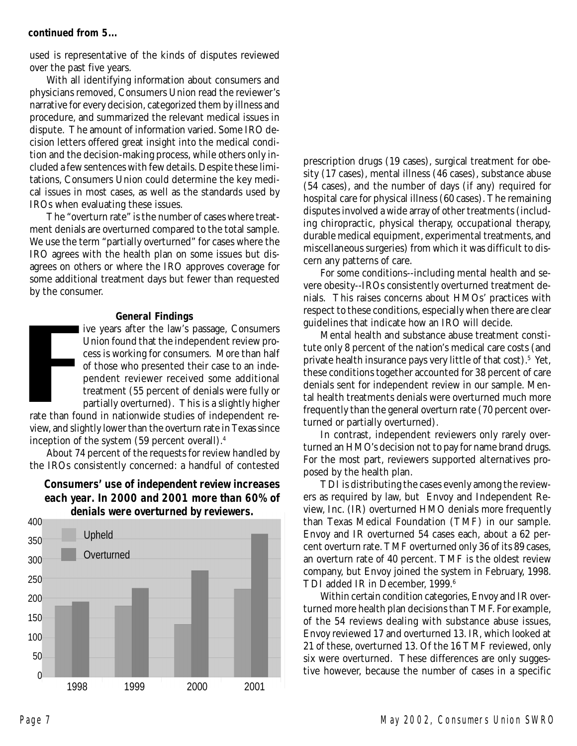**continued from 5…**

used is representative of the kinds of disputes reviewed over the past five years.

With all identifying information about consumers and physicians removed, Consumers Union read the reviewer's narrative for every decision, categorized them by illness and procedure, and summarized the relevant medical issues in dispute. The amount of information varied. Some IRO decision letters offered great insight into the medical condition and the decision-making process, while others only included a few sentences with few details. Despite these limitations, Consumers Union could determine the key medical issues in most cases, as well as the standards used by IROs when evaluating these issues.

The "overturn rate" is the number of cases where treatment denials are overturned compared to the total sample. We use the term "partially overturned" for cases where the IRO agrees with the health plan on some issues but disagrees on others or where the IRO approves coverage for some additional treatment days but fewer than requested by the consumer.

### General Findings

Five years after the law's passage, Consumers Union found that the independent review process is working for consumers. More than half of those who presented their case to an independent reviewer received some additional treatment (55 percent of denials were fully or partially overturned). This is a slightly higher rate than found in nationwide studies of independent review, and slightly lower than the overturn rate in Texas since inception of the system (59 percent overall).[4]

About 74 percent of the requests for review handled by the IROs consistently concerned: a handful of contested prescription drugs (19 cases), surgical treatment for obesity (17 cases), mental illness (46 cases), substance abuse (54 cases), and the number of days (if any) required for hospital care for physical illness (60 cases). The remaining disputes involved a wide array of other treatments (including chiropractic, physical therapy, occupational therapy, durable medical equipment, experimental treatments, and miscellaneous surgeries) from which it was difficult to discern any patterns of care.

**Consumers' use of independent review increases each year. In 2000 and 2001 more than 60% of denials were overturned by reviewers.**

| Year | Upheld | Overturned |
|---|---|---|
| 1998 | ~180 | ~190 |
| 1999 | ~180 | ~225 |
| 2000 | ~133 | ~270 |
| 2001 | ~222 | ~365 |

For some conditions--including mental health and severe obesity--IROs consistently overturned treatment denials. This raises concerns about HMOs' practices with respect to these conditions, especially when there are clear guidelines that indicate how an IRO will decide.

Mental health and substance abuse treatment constitute only 8 percent of the nation's medical care costs (and private health insurance pays very little of that cost).[5] Yet, these conditions together accounted for 38 percent of care denials sent for independent review in our sample. Mental health treatments denials were overturned much more frequently than the general overturn rate (70 percent overturned or partially overturned).

In contrast, independent reviewers only rarely overturned an HMO's decision not to pay for name brand drugs. For the most part, reviewers supported alternatives proposed by the health plan.

TDI is distributing the cases evenly among the reviewers as required by law, but Envoy and Independent Review, Inc. (IR) overturned HMO denials more frequently than Texas Medical Foundation (TMF) in our sample. Envoy and IR overturned 54 cases each, about a 62 percent overturn rate. TMF overturned only 36 of its 89 cases, an overturn rate of 40 percent. TMF is the oldest review company, but Envoy joined the system in February, 1998. TDI added IR in December, 1999.[6]

Within certain condition categories, Envoy and IR overturned more health plan decisions than TMF. For example, of the 54 reviews dealing with substance abuse issues, Envoy reviewed 17 and overturned 13. IR, which looked at 21 of these, overturned 13. Of the 16 TMF reviewed, only six were overturned. These differences are only suggestive however, because the number of cases in a specific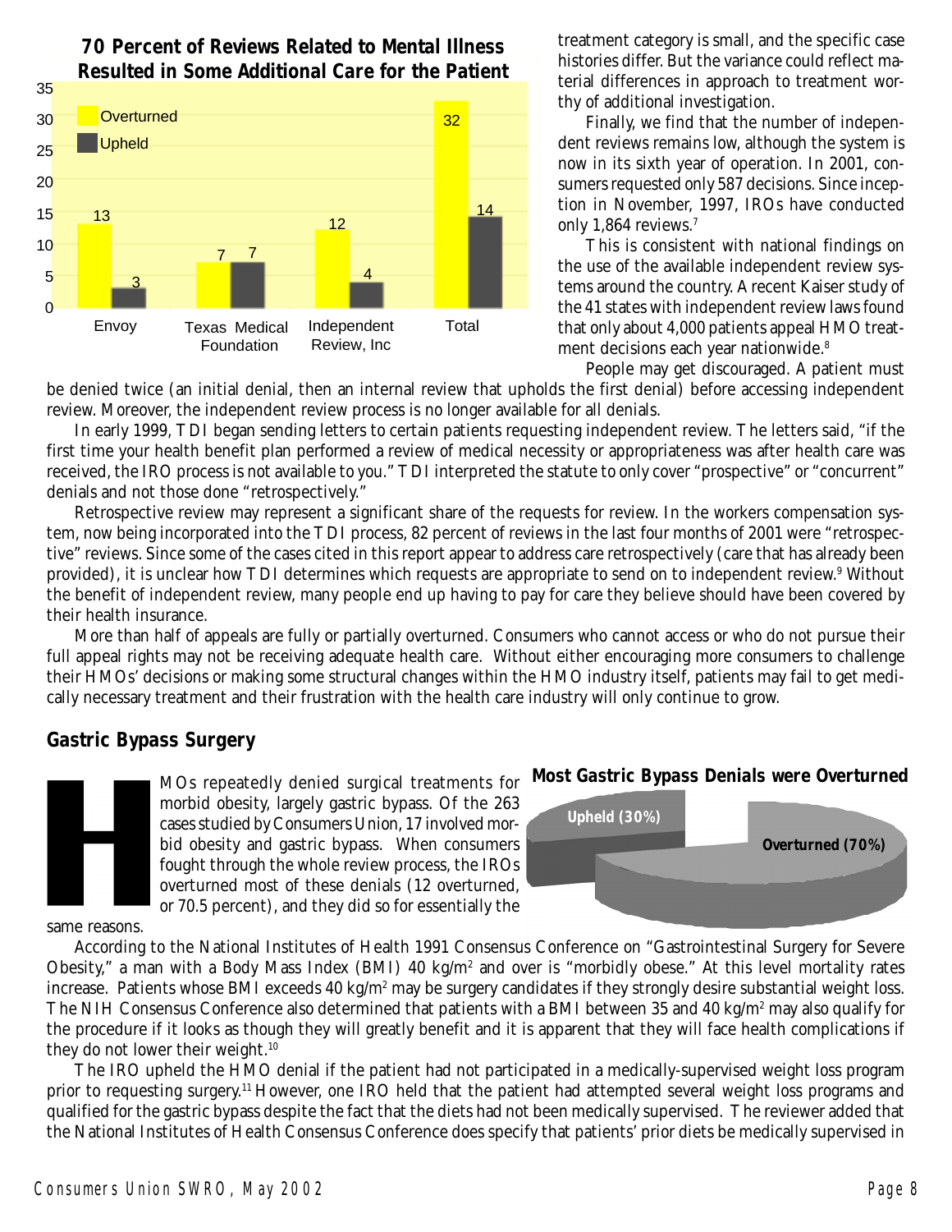**70 Percent of Reviews Related to Mental Illness Resulted in Some Additional Care for the Patient**

| | Overturned | Upheld |
|---|---|---|
| Envoy | 13 | 3 |
| Texas Medical Foundation | 7 | 7 |
| Independent Review, Inc | 12 | 4 |
| Total | 32 | 14 |

treatment category is small, and the specific case histories differ. But the variance could reflect material differences in approach to treatment worthy of additional investigation.

Finally, we find that the number of independent reviews remains low, although the system is now in its sixth year of operation. In 2001, consumers requested only 587 decisions. Since inception in November, 1997, IROs have conducted only 1,864 reviews.[7]

This is consistent with national findings on the use of the available independent review systems around the country. A recent Kaiser study of the 41 states with independent review laws found that only about 4,000 patients appeal HMO treatment decisions each year nationwide.[8]

People may get discouraged. A patient must be denied twice (an initial denial, then an internal review that upholds the first denial) before accessing independent review. Moreover, the independent review process is no longer available for all denials.

In early 1999, TDI began sending letters to certain patients requesting independent review. The letters said, "if the first time your health benefit plan performed a review of medical necessity or appropriateness was after health care was received, the IRO process is not available to you." TDI interpreted the statute to only cover "prospective" or "concurrent" denials and not those done "retrospectively."

Retrospective review may represent a significant share of the requests for review. In the workers compensation system, now being incorporated into the TDI process, 82 percent of reviews in the last four months of 2001 were "retrospective" reviews. Since some of the cases cited in this report appear to address care retrospectively (care that has already been provided), it is unclear how TDI determines which requests are appropriate to send on to independent review.[9] Without the benefit of independent review, many people end up having to pay for care they believe should have been covered by their health insurance.

More than half of appeals are fully or partially overturned. Consumers who cannot access or who do not pursue their full appeal rights may not be receiving adequate health care. Without either encouraging more consumers to challenge their HMOs' decisions or making some structural changes within the HMO industry itself, patients may fail to get medically necessary treatment and their frustration with the health care industry will only continue to grow.

## Gastric Bypass Surgery

HMOs repeatedly denied surgical treatments for morbid obesity, largely gastric bypass. Of the 263 cases studied by Consumers Union, 17 involved morbid obesity and gastric bypass. When consumers fought through the whole review process, the IROs overturned most of these denials (12 overturned, or 70.5 percent), and they did so for essentially the same reasons.

**Most Gastric Bypass Denials were Overturned**

| | |
|---|---|
| Upheld | 30% |
| Overturned | 70% |

According to the National Institutes of Health 1991 Consensus Conference on "Gastrointestinal Surgery for Severe Obesity," a man with a Body Mass Index (BMI) 40 $kg/m^2$ and over is "morbidly obese." At this level mortality rates increase. Patients whose BMI exceeds 40 $kg/m^2$ may be surgery candidates if they strongly desire substantial weight loss. The NIH Consensus Conference also determined that patients with a BMI between 35 and 40 $kg/m^2$ may also qualify for the procedure if it looks as though they will greatly benefit and it is apparent that they will face health complications if they do not lower their weight.[10]

The IRO upheld the HMO denial if the patient had not participated in a medically-supervised weight loss program prior to requesting surgery.[11] However, one IRO held that the patient had attempted several weight loss programs and qualified for the gastric bypass despite the fact that the diets had not been medically supervised. The reviewer added that the National Institutes of Health Consensus Conference does specify that patients' prior diets be medically supervised in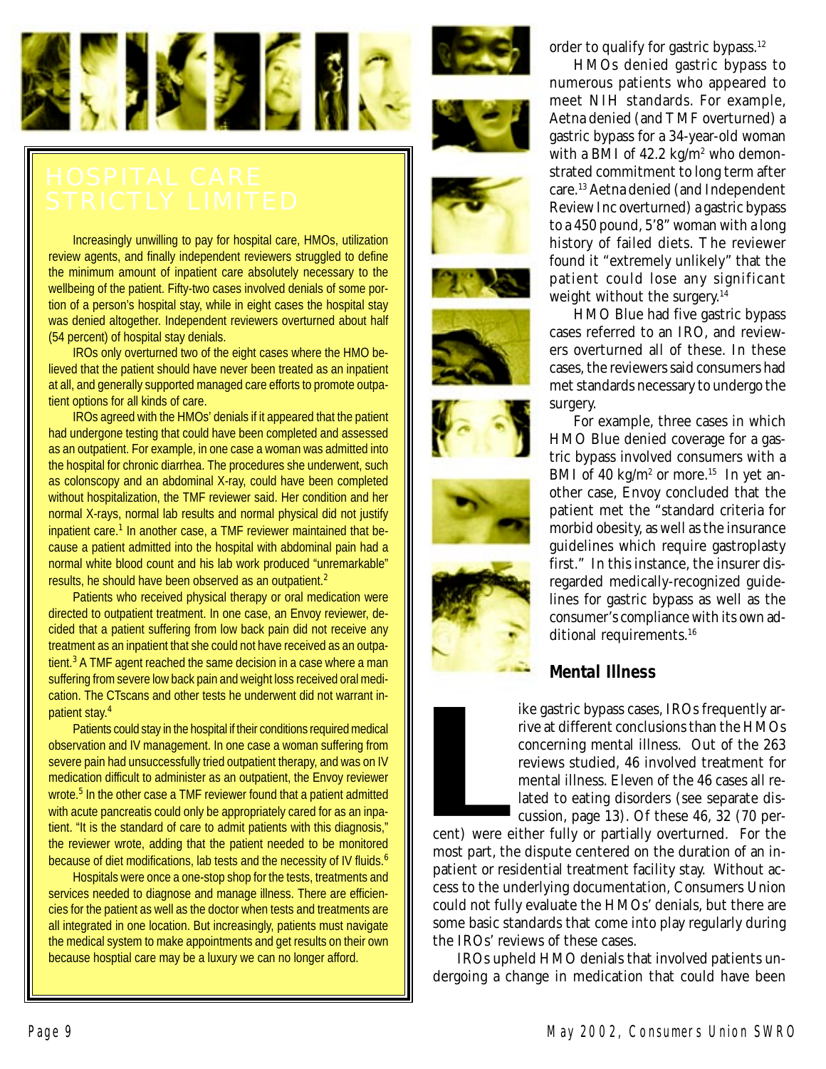## HOSPITAL CARE STRICTLY LIMITED

Increasingly unwilling to pay for hospital care, HMOs, utilization review agents, and finally independent reviewers struggled to define the minimum amount of inpatient care absolutely necessary to the wellbeing of the patient. Fifty-two cases involved denials of some portion of a person's hospital stay, while in eight cases the hospital stay was denied altogether. Independent reviewers overturned about half (54 percent) of hospital stay denials.

IROs only overturned two of the eight cases where the HMO believed that the patient should have never been treated as an inpatient at all, and generally supported managed care efforts to promote outpatient options for all kinds of care.

IROs agreed with the HMOs' denials if it appeared that the patient had undergone testing that could have been completed and assessed as an outpatient. For example, in one case a woman was admitted into the hospital for chronic diarrhea. The procedures she underwent, such as colonscopy and an abdominal X-ray, could have been completed without hospitalization, the TMF reviewer said. Her condition and her normal X-rays, normal lab results and normal physical did not justify inpatient care.[1] In another case, a TMF reviewer maintained that because a patient admitted into the hospital with abdominal pain had a normal white blood count and his lab work produced "unremarkable" results, he should have been observed as an outpatient.[2]

Patients who received physical therapy or oral medication were directed to outpatient treatment. In one case, an Envoy reviewer, decided that a patient suffering from low back pain did not receive any treatment as an inpatient that she could not have received as an outpatient.[3] A TMF agent reached the same decision in a case where a man suffering from severe low back pain and weight loss received oral medication. The CTscans and other tests he underwent did not warrant inpatient stay.[4]

Patients could stay in the hospital if their conditions required medical observation and IV management. In one case a woman suffering from severe pain had unsuccessfully tried outpatient therapy, and was on IV medication difficult to administer as an outpatient, the Envoy reviewer wrote.[5] In the other case a TMF reviewer found that a patient admitted with acute pancreatis could only be appropriately cared for as an inpatient. "It is the standard of care to admit patients with this diagnosis," the reviewer wrote, adding that the patient needed to be monitored because of diet modifications, lab tests and the necessity of IV fluids.[6]

Hospitals were once a one-stop shop for the tests, treatments and services needed to diagnose and manage illness. There are efficiencies for the patient as well as the doctor when tests and treatments are all integrated in one location. But increasingly, patients must navigate the medical system to make appointments and get results on their own because hosptial care may be a luxury we can no longer afford.

order to qualify for gastric bypass.[12]

HMOs denied gastric bypass to numerous patients who appeared to meet NIH standards. For example, Aetna denied (and TMF overturned) a gastric bypass for a 34-year-old woman with a BMI of 42.2 kg/m$^2$ who demonstrated commitment to long term after care.[13] Aetna denied (and Independent Review Inc overturned) a gastric bypass to a 450 pound, 5'8" woman with a long history of failed diets. The reviewer found it "extremely unlikely" that the patient could lose any significant weight without the surgery.[14]

HMO Blue had five gastric bypass cases referred to an IRO, and reviewers overturned all of these. In these cases, the reviewers said consumers had met standards necessary to undergo the surgery.

For example, three cases in which HMO Blue denied coverage for a gastric bypass involved consumers with a BMI of 40 kg/m$^2$ or more.[15] In yet another case, Envoy concluded that the patient met the "standard criteria for morbid obesity, as well as the insurance guidelines which require gastroplasty first." In this instance, the insurer disregarded medically-recognized guidelines for gastric bypass as well as the consumer's compliance with its own additional requirements.[16]

### Mental Illness

Like gastric bypass cases, IROs frequently arrive at different conclusions than the HMOs concerning mental illness. Out of the 263 reviews studied, 46 involved treatment for mental illness. Eleven of the 46 cases all related to eating disorders (see separate discussion, page 13). Of these 46, 32 (70 percent) were either fully or partially overturned. For the most part, the dispute centered on the duration of an inpatient or residential treatment facility stay. Without access to the underlying documentation, Consumers Union could not fully evaluate the HMOs' denials, but there are some basic standards that come into play regularly during the IROs' reviews of these cases.

IROs upheld HMO denials that involved patients undergoing a change in medication that could have been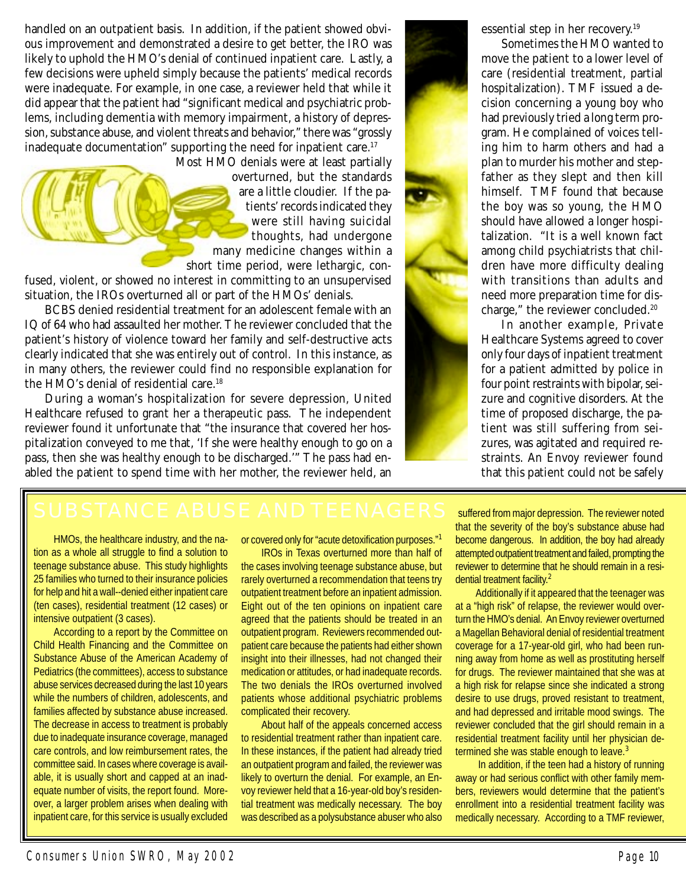handled on an outpatient basis. In addition, if the patient showed obvious improvement and demonstrated a desire to get better, the IRO was likely to uphold the HMO's denial of continued inpatient care. Lastly, a few decisions were upheld simply because the patients' medical records were inadequate. For example, in one case, a reviewer held that while it did appear that the patient had "significant medical and psychiatric problems, including dementia with memory impairment, a history of depression, substance abuse, and violent threats and behavior," there was "grossly inadequate documentation" supporting the need for inpatient care.[17]

Most HMO denials were at least partially overturned, but the standards are a little cloudier. If the patients' records indicated they were still having suicidal thoughts, had undergone many medicine changes within a short time period, were lethargic, confused, violent, or showed no interest in committing to an unsupervised situation, the IROs overturned all or part of the HMOs' denials.

BCBS denied residential treatment for an adolescent female with an IQ of 64 who had assaulted her mother. The reviewer concluded that the patient's history of violence toward her family and self-destructive acts clearly indicated that she was entirely out of control. In this instance, as in many others, the reviewer could find no responsible explanation for the HMO's denial of residential care.[18]

During a woman's hospitalization for severe depression, United Healthcare refused to grant her a therapeutic pass. The independent reviewer found it unfortunate that "the insurance that covered her hospitalization conveyed to me that, 'If she were healthy enough to go on a pass, then she was healthy enough to be discharged.'" The pass had enabled the patient to spend time with her mother, the reviewer held, an essential step in her recovery.[19]

Sometimes the HMO wanted to move the patient to a lower level of care (residential treatment, partial hospitalization). TMF issued a decision concerning a young boy who had previously tried a long term program. He complained of voices telling him to harm others and had a plan to murder his mother and stepfather as they slept and then kill himself. TMF found that because the boy was so young, the HMO should have allowed a longer hospitalization. "It is a well known fact among child psychiatrists that children have more difficulty dealing with transitions than adults and need more preparation time for discharge," the reviewer concluded.[20]

In another example, Private Healthcare Systems agreed to cover only four days of inpatient treatment for a patient admitted by police in four point restraints with bipolar, seizure and cognitive disorders. At the time of proposed discharge, the patient was still suffering from seizures, was agitated and required restraints. An Envoy reviewer found that this patient could not be safely

## SUBSTANCE ABUSE AND TEENAGERS

HMOs, the healthcare industry, and the nation as a whole all struggle to find a solution to teenage substance abuse. This study highlights 25 families who turned to their insurance policies for help and hit a wall--denied either inpatient care (ten cases), residential treatment (12 cases) or intensive outpatient (3 cases).

According to a report by the Committee on Child Health Financing and the Committee on Substance Abuse of the American Academy of Pediatrics (the committees), access to substance abuse services decreased during the last 10 years while the numbers of children, adolescents, and families affected by substance abuse increased. The decrease in access to treatment is probably due to inadequate insurance coverage, managed care controls, and low reimbursement rates, the committee said. In cases where coverage is available, it is usually short and capped at an inadequate number of visits, the report found. Moreover, a larger problem arises when dealing with inpatient care, for this service is usually excluded or covered only for "acute detoxification purposes."[1]

IROs in Texas overturned more than half of the cases involving teenage substance abuse, but rarely overturned a recommendation that teens try outpatient treatment before an inpatient admission. Eight out of the ten opinions on inpatient care agreed that the patients should be treated in an outpatient program. Reviewers recommended outpatient care because the patients had either shown insight into their illnesses, had not changed their medication or attitudes, or had inadequate records. The two denials the IROs overturned involved patients whose additional psychiatric problems complicated their recovery.

About half of the appeals concerned access to residential treatment rather than inpatient care. In these instances, if the patient had already tried an outpatient program and failed, the reviewer was likely to overturn the denial. For example, an Envoy reviewer held that a 16-year-old boy's residential treatment was medically necessary. The boy was described as a polysubstance abuser who also suffered from major depression. The reviewer noted that the severity of the boy's substance abuse had become dangerous. In addition, the boy had already attempted outpatient treatment and failed, prompting the reviewer to determine that he should remain in a residential treatment facility.[2]

Additionally if it appeared that the teenager was at a "high risk" of relapse, the reviewer would overturn the HMO's denial. An Envoy reviewer overturned a Magellan Behavioral denial of residential treatment coverage for a 17-year-old girl, who had been running away from home as well as prostituting herself for drugs. The reviewer maintained that she was at a high risk for relapse since she indicated a strong desire to use drugs, proved resistant to treatment, and had depressed and irritable mood swings. The reviewer concluded that the girl should remain in a residential treatment facility until her physician determined she was stable enough to leave.[3]

In addition, if the teen had a history of running away or had serious conflict with other family members, reviewers would determine that the patient's enrollment into a residential treatment facility was medically necessary. According to a TMF reviewer,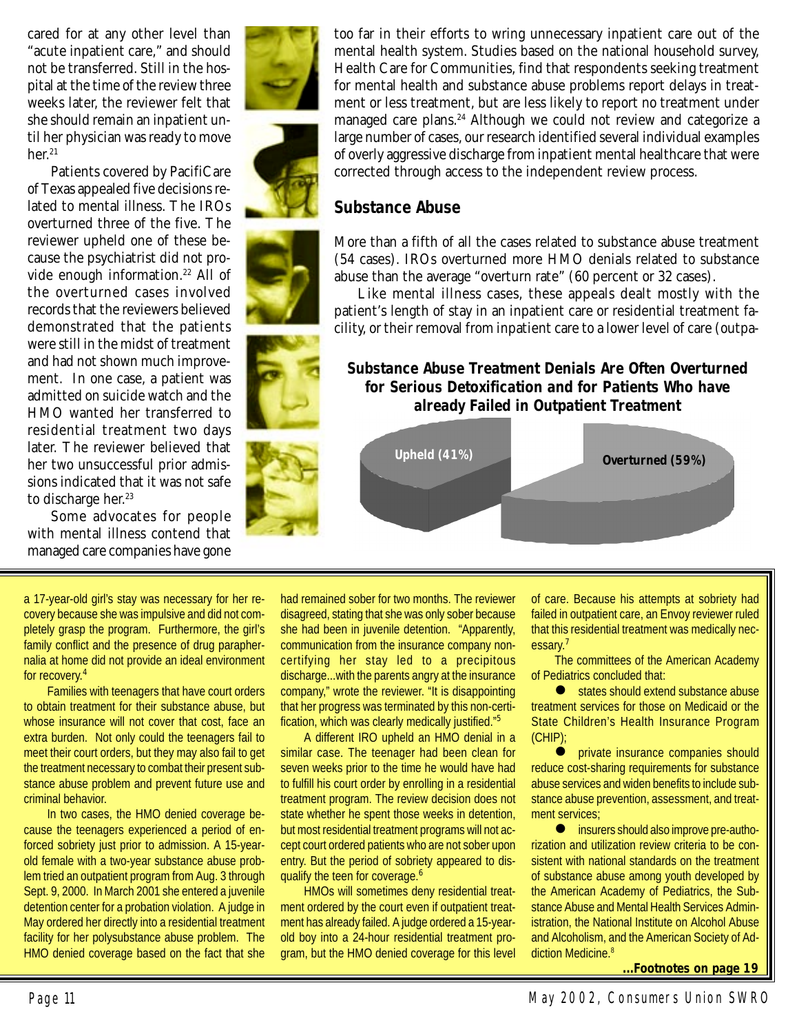cared for at any other level than "acute inpatient care," and should not be transferred. Still in the hospital at the time of the review three weeks later, the reviewer felt that she should remain an inpatient until her physician was ready to move her.[21]

Patients covered by PacifiCare of Texas appealed five decisions related to mental illness. The IROs overturned three of the five. The reviewer upheld one of these because the psychiatrist did not provide enough information.[22] All of the overturned cases involved records that the reviewers believed demonstrated that the patients were still in the midst of treatment and had not shown much improvement. In one case, a patient was admitted on suicide watch and the HMO wanted her transferred to residential treatment two days later. The reviewer believed that her two unsuccessful prior admissions indicated that it was not safe to discharge her.[23]

Some advocates for people with mental illness contend that managed care companies have gone too far in their efforts to wring unnecessary inpatient care out of the mental health system. Studies based on the national household survey, Health Care for Communities, find that respondents seeking treatment for mental health and substance abuse problems report delays in treatment or less treatment, but are less likely to report no treatment under managed care plans.[24] Although we could not review and categorize a large number of cases, our research identified several individual examples of overly aggressive discharge from inpatient mental healthcare that were corrected through access to the independent review process.

## Substance Abuse

More than a fifth of all the cases related to substance abuse treatment (54 cases). IROs overturned more HMO denials related to substance abuse than the average "overturn rate" (60 percent or 32 cases).

Like mental illness cases, these appeals dealt mostly with the patient's length of stay in an inpatient care or residential treatment facility, or their removal from inpatient care to a lower level of care (outpa-

**Substance Abuse Treatment Denials Are Often Overturned for Serious Detoxification and for Patients Who have already Failed in Outpatient Treatment**

Upheld (41%)

Overturned (59%)

---

a 17-year-old girl's stay was necessary for her recovery because she was impulsive and did not completely grasp the program. Furthermore, the girl's family conflict and the presence of drug paraphernalia at home did not provide an ideal environment for recovery.[4]

Families with teenagers that have court orders to obtain treatment for their substance abuse, but whose insurance will not cover that cost, face an extra burden. Not only could the teenagers fail to meet their court orders, but they may also fail to get the treatment necessary to combat their present substance abuse problem and prevent future use and criminal behavior.

In two cases, the HMO denied coverage because the teenagers experienced a period of enforced sobriety just prior to admission. A 15-year-old female with a two-year substance abuse problem tried an outpatient program from Aug. 3 through Sept. 9, 2000. In March 2001 she entered a juvenile detention center for a probation violation. A judge in May ordered her directly into a residential treatment facility for her polysubstance abuse problem. The HMO denied coverage based on the fact that she had remained sober for two months. The reviewer disagreed, stating that she was only sober because she had been in juvenile detention. "Apparently, communication from the insurance company non-certifying her stay led to a precipitous discharge...with the parents angry at the insurance company," wrote the reviewer. "It is disappointing that her progress was terminated by this non-certification, which was clearly medically justified."[5]

A different IRO upheld an HMO denial in a similar case. The teenager had been clean for seven weeks prior to the time he would have had to fulfill his court order by enrolling in a residential treatment program. The review decision does not state whether he spent those weeks in detention, but most residential treatment programs will not accept court ordered patients who are not sober upon entry. But the period of sobriety appeared to disqualify the teen for coverage.[6]

HMOs will sometimes deny residential treatment ordered by the court even if outpatient treatment has already failed. A judge ordered a 15-year-old boy into a 24-hour residential treatment program, but the HMO denied coverage for this level of care. Because his attempts at sobriety had failed in outpatient care, an Envoy reviewer ruled that this residential treatment was medically necessary.[7]

The committees of the American Academy of Pediatrics concluded that:

- states should extend substance abuse treatment services for those on Medicaid or the State Children's Health Insurance Program (CHIP);
- private insurance companies should reduce cost-sharing requirements for substance abuse services and widen benefits to include substance abuse prevention, assessment, and treatment services;
- insurers should also improve pre-authorization and utilization review criteria to be consistent with national standards on the treatment of substance abuse among youth developed by the American Academy of Pediatrics, the Substance Abuse and Mental Health Services Administration, the National Institute on Alcohol Abuse and Alcoholism, and the American Society of Addiction Medicine.[8]

**...Footnotes on page 19**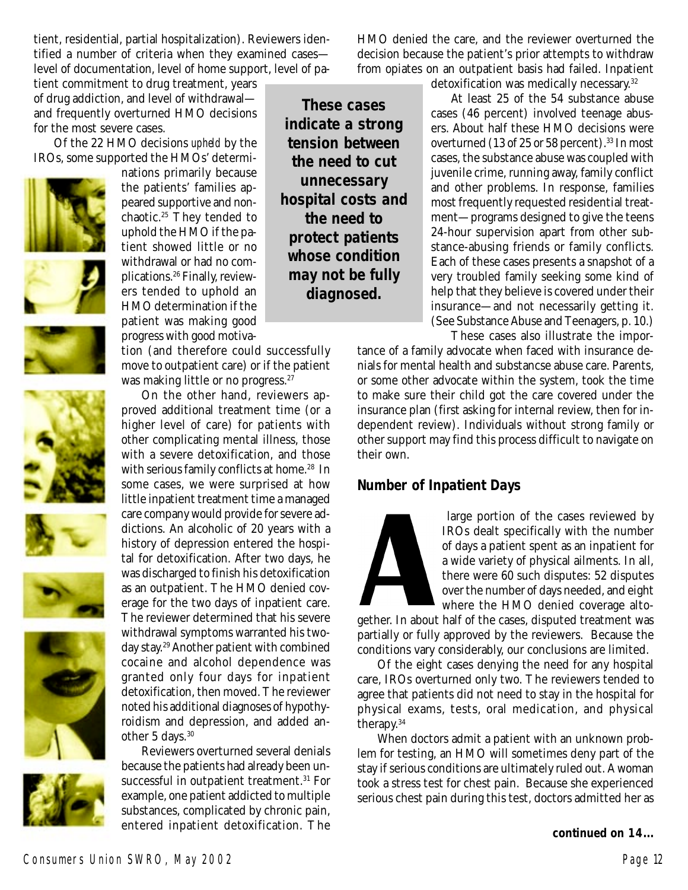tient, residential, partial hospitalization). Reviewers identified a number of criteria when they examined cases—level of documentation, level of home support, level of patient commitment to drug treatment, years of drug addiction, and level of withdrawal—and frequently overturned HMO decisions for the most severe cases.

Of the 22 HMO decisions *upheld* by the IROs, some supported the HMOs' determinations primarily because the patients' families appeared supportive and nonchaotic.[25] They tended to uphold the HMO if the patient showed little or no withdrawal or had no complications.[26] Finally, reviewers tended to uphold an HMO determination if the patient was making good progress with good motivation (and therefore could successfully move to outpatient care) or if the patient was making little or no progress.[27]

On the other hand, reviewers approved additional treatment time (or a higher level of care) for patients with other complicating mental illness, those with a severe detoxification, and those with serious family conflicts at home.[28] In some cases, we were surprised at how little inpatient treatment time a managed care company would provide for severe addictions. An alcoholic of 20 years with a history of depression entered the hospital for detoxification. After two days, he was discharged to finish his detoxification as an outpatient. The HMO denied coverage for the two days of inpatient care. The reviewer determined that his severe withdrawal symptoms warranted his two-day stay.[29] Another patient with combined cocaine and alcohol dependence was granted only four days for inpatient detoxification, then moved. The reviewer noted his additional diagnoses of hypothyroidism and depression, and added another 5 days.[30]

Reviewers overturned several denials because the patients had already been unsuccessful in outpatient treatment.[31] For example, one patient addicted to multiple substances, complicated by chronic pain, entered inpatient detoxification. The HMO denied the care, and the reviewer overturned the decision because the patient's prior attempts to withdraw from opiates on an outpatient basis had failed. Inpatient detoxification was medically necessary.[32]

**These cases indicate a strong tension between the need to cut unnecessary hospital costs and the need to protect patients whose condition may not be fully diagnosed.**

At least 25 of the 54 substance abuse cases (46 percent) involved teenage abusers. About half these HMO decisions were overturned (13 of 25 or 58 percent).[33] In most cases, the substance abuse was coupled with juvenile crime, running away, family conflict and other problems. In response, families most frequently requested residential treatment—programs designed to give the teens 24-hour supervision apart from other substance-abusing friends or family conflicts. Each of these cases presents a snapshot of a very troubled family seeking some kind of help that they believe is covered under their insurance—and not necessarily getting it. (See Substance Abuse and Teenagers, p. 10.)

These cases also illustrate the importance of a family advocate when faced with insurance denials for mental health and substancse abuse care. Parents, or some other advocate within the system, took the time to make sure their child got the care covered under the insurance plan (first asking for internal review, then for independent review). Individuals without strong family or other support may find this process difficult to navigate on their own.

## Number of Inpatient Days

A large portion of the cases reviewed by IROs dealt specifically with the number of days a patient spent as an inpatient for a wide variety of physical ailments. In all, there were 60 such disputes: 52 disputes over the number of days needed, and eight where the HMO denied coverage altogether. In about half of the cases, disputed treatment was partially or fully approved by the reviewers. Because the conditions vary considerably, our conclusions are limited.

Of the eight cases denying the need for any hospital care, IROs overturned only two. The reviewers tended to agree that patients did not need to stay in the hospital for physical exams, tests, oral medication, and physical therapy.[34]

When doctors admit a patient with an unknown problem for testing, an HMO will sometimes deny part of the stay if serious conditions are ultimately ruled out. A woman took a stress test for chest pain. Because she experienced serious chest pain during this test, doctors admitted her as

**continued on 14…**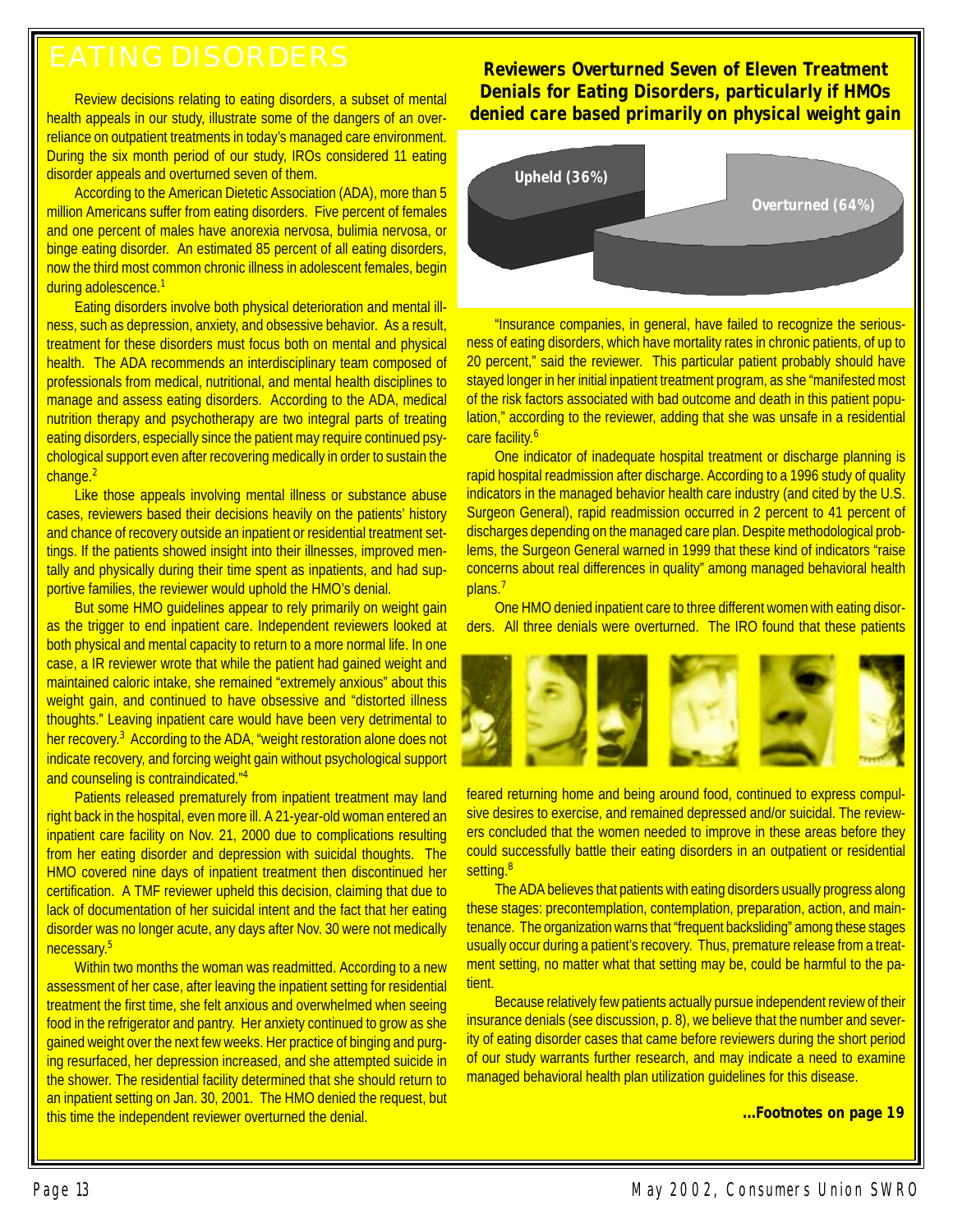# EATING DISORDERS

Review decisions relating to eating disorders, a subset of mental health appeals in our study, illustrate some of the dangers of an over-reliance on outpatient treatments in today's managed care environment. During the six month period of our study, IROs considered 11 eating disorder appeals and overturned seven of them.

According to the American Dietetic Association (ADA), more than 5 million Americans suffer from eating disorders. Five percent of females and one percent of males have anorexia nervosa, bulimia nervosa, or binge eating disorder. An estimated 85 percent of all eating disorders, now the third most common chronic illness in adolescent females, begin during adolescence.[1]

Eating disorders involve both physical deterioration and mental illness, such as depression, anxiety, and obsessive behavior. As a result, treatment for these disorders must focus both on mental and physical health. The ADA recommends an interdisciplinary team composed of professionals from medical, nutritional, and mental health disciplines to manage and assess eating disorders. According to the ADA, medical nutrition therapy and psychotherapy are two integral parts of treating eating disorders, especially since the patient may require continued psychological support even after recovering medically in order to sustain the change.[2]

Like those appeals involving mental illness or substance abuse cases, reviewers based their decisions heavily on the patients' history and chance of recovery outside an inpatient or residential treatment settings. If the patients showed insight into their illnesses, improved mentally and physically during their time spent as inpatients, and had supportive families, the reviewer would uphold the HMO's denial.

But some HMO guidelines appear to rely primarily on weight gain as the trigger to end inpatient care. Independent reviewers looked at both physical and mental capacity to return to a more normal life. In one case, a IR reviewer wrote that while the patient had gained weight and maintained caloric intake, she remained "extremely anxious" about this weight gain, and continued to have obsessive and "distorted illness thoughts." Leaving inpatient care would have been very detrimental to her recovery.[3] According to the ADA, "weight restoration alone does not indicate recovery, and forcing weight gain without psychological support and counseling is contraindicated."[4]

Patients released prematurely from inpatient treatment may land right back in the hospital, even more ill. A 21-year-old woman entered an inpatient care facility on Nov. 21, 2000 due to complications resulting from her eating disorder and depression with suicidal thoughts. The HMO covered nine days of inpatient treatment then discontinued her certification. A TMF reviewer upheld this decision, claiming that due to lack of documentation of her suicidal intent and the fact that her eating disorder was no longer acute, any days after Nov. 30 were not medically necessary.[5]

Within two months the woman was readmitted. According to a new assessment of her case, after leaving the inpatient setting for residential treatment the first time, she felt anxious and overwhelmed when seeing food in the refrigerator and pantry. Her anxiety continued to grow as she gained weight over the next few weeks. Her practice of binging and purging resurfaced, her depression increased, and she attempted suicide in the shower. The residential facility determined that she should return to an inpatient setting on Jan. 30, 2001. The HMO denied the request, but this time the independent reviewer overturned the denial.

**Reviewers Overturned Seven of Eleven Treatment Denials for Eating Disorders, particularly if HMOs denied care based primarily on physical weight gain**

| Decision | Percent |
|---|---|
| Upheld | 36% |
| Overturned | 64% |

"Insurance companies, in general, have failed to recognize the seriousness of eating disorders, which have mortality rates in chronic patients, of up to 20 percent," said the reviewer. This particular patient probably should have stayed longer in her initial inpatient treatment program, as she "manifested most of the risk factors associated with bad outcome and death in this patient population," according to the reviewer, adding that she was unsafe in a residential care facility.[6]

One indicator of inadequate hospital treatment or discharge planning is rapid hospital readmission after discharge. According to a 1996 study of quality indicators in the managed behavior health care industry (and cited by the U.S. Surgeon General), rapid readmission occurred in 2 percent to 41 percent of discharges depending on the managed care plan. Despite methodological problems, the Surgeon General warned in 1999 that these kind of indicators "raise concerns about real differences in quality" among managed behavioral health plans.[7]

One HMO denied inpatient care to three different women with eating disorders. All three denials were overturned. The IRO found that these patients feared returning home and being around food, continued to express compulsive desires to exercise, and remained depressed and/or suicidal. The reviewers concluded that the women needed to improve in these areas before they could successfully battle their eating disorders in an outpatient or residential setting.[8]

The ADA believes that patients with eating disorders usually progress along these stages: precontemplation, contemplation, preparation, action, and maintenance. The organization warns that "frequent backsliding" among these stages usually occur during a patient's recovery. Thus, premature release from a treatment setting, no matter what that setting may be, could be harmful to the patient.

Because relatively few patients actually pursue independent review of their insurance denials (see discussion, p. 8), we believe that the number and severity of eating disorder cases that came before reviewers during the short period of our study warrants further research, and may indicate a need to examine managed behavioral health plan utilization guidelines for this disease.

**...Footnotes on page 19**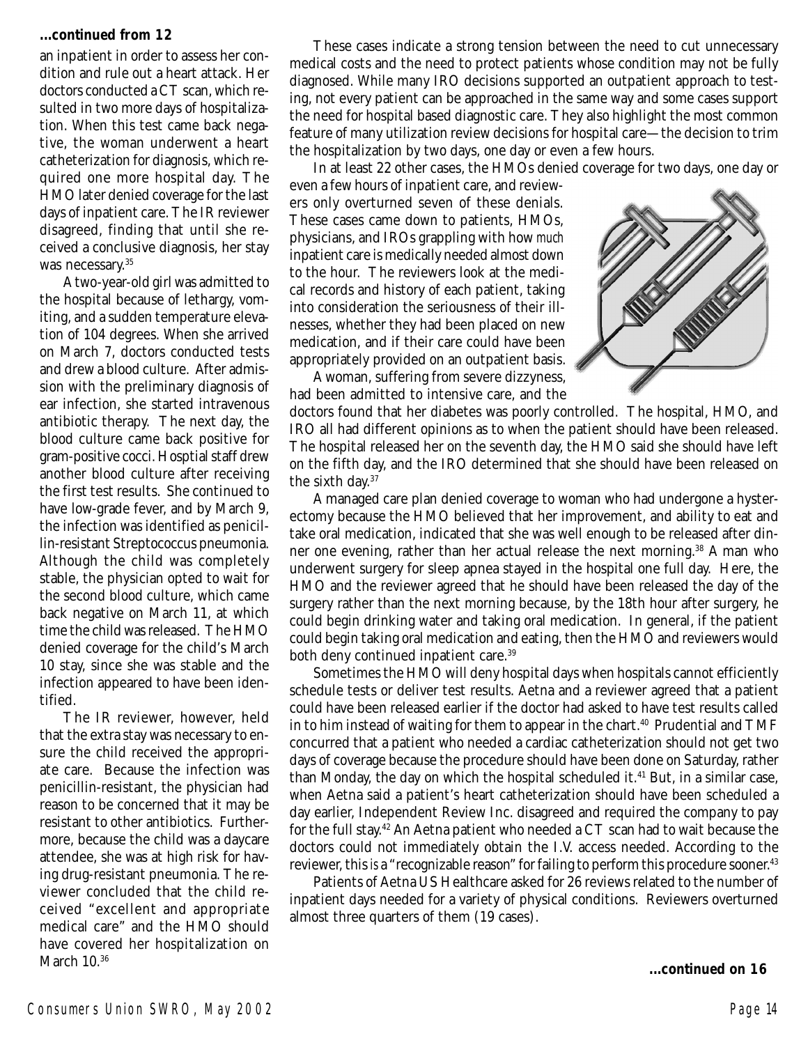**...continued from 12**

an inpatient in order to assess her condition and rule out a heart attack. Her doctors conducted a CT scan, which resulted in two more days of hospitalization. When this test came back negative, the woman underwent a heart catheterization for diagnosis, which required one more hospital day. The HMO later denied coverage for the last days of inpatient care. The IR reviewer disagreed, finding that until she received a conclusive diagnosis, her stay was necessary.[35]

A two-year-old girl was admitted to the hospital because of lethargy, vomiting, and a sudden temperature elevation of 104 degrees. When she arrived on March 7, doctors conducted tests and drew a blood culture. After admission with the preliminary diagnosis of ear infection, she started intravenous antibiotic therapy. The next day, the blood culture came back positive for gram-positive cocci. Hosptial staff drew another blood culture after receiving the first test results. She continued to have low-grade fever, and by March 9, the infection was identified as penicillin-resistant Streptococcus pneumonia. Although the child was completely stable, the physician opted to wait for the second blood culture, which came back negative on March 11, at which time the child was released. The HMO denied coverage for the child's March 10 stay, since she was stable and the infection appeared to have been identified.

The IR reviewer, however, held that the extra stay was necessary to ensure the child received the appropriate care. Because the infection was penicillin-resistant, the physician had reason to be concerned that it may be resistant to other antibiotics. Furthermore, because the child was a daycare attendee, she was at high risk for having drug-resistant pneumonia. The reviewer concluded that the child received "excellent and appropriate medical care" and the HMO should have covered her hospitalization on March 10.[36]

These cases indicate a strong tension between the need to cut unnecessary medical costs and the need to protect patients whose condition may not be fully diagnosed. While many IRO decisions supported an outpatient approach to testing, not every patient can be approached in the same way and some cases support the need for hospital based diagnostic care. They also highlight the most common feature of many utilization review decisions for hospital care—the decision to trim the hospitalization by two days, one day or even a few hours.

In at least 22 other cases, the HMOs denied coverage for two days, one day or even a few hours of inpatient care, and reviewers only overturned seven of these denials. These cases came down to patients, HMOs, physicians, and IROs grappling with how *much* inpatient care is medically needed almost down to the hour. The reviewers look at the medical records and history of each patient, taking into consideration the seriousness of their illnesses, whether they had been placed on new medication, and if their care could have been appropriately provided on an outpatient basis.

A woman, suffering from severe dizzyness, had been admitted to intensive care, and the doctors found that her diabetes was poorly controlled. The hospital, HMO, and IRO all had different opinions as to when the patient should have been released. The hospital released her on the seventh day, the HMO said she should have left on the fifth day, and the IRO determined that she should have been released on the sixth day.[37]

A managed care plan denied coverage to woman who had undergone a hysterectomy because the HMO believed that her improvement, and ability to eat and take oral medication, indicated that she was well enough to be released after dinner one evening, rather than her actual release the next morning.[38] A man who underwent surgery for sleep apnea stayed in the hospital one full day. Here, the HMO and the reviewer agreed that he should have been released the day of the surgery rather than the next morning because, by the 18th hour after surgery, he could begin drinking water and taking oral medication. In general, if the patient could begin taking oral medication and eating, then the HMO and reviewers would both deny continued inpatient care.[39]

Sometimes the HMO will deny hospital days when hospitals cannot efficiently schedule tests or deliver test results. Aetna and a reviewer agreed that a patient could have been released earlier if the doctor had asked to have test results called in to him instead of waiting for them to appear in the chart.[40] Prudential and TMF concurred that a patient who needed a cardiac catheterization should not get two days of coverage because the procedure should have been done on Saturday, rather than Monday, the day on which the hospital scheduled it.[41] But, in a similar case, when Aetna said a patient's heart catheterization should have been scheduled a day earlier, Independent Review Inc. disagreed and required the company to pay for the full stay.[42] An Aetna patient who needed a CT scan had to wait because the doctors could not immediately obtain the I.V. access needed. According to the reviewer, this *is* a "recognizable reason" for failing to perform this procedure sooner.[43]

Patients of Aetna US Healthcare asked for 26 reviews related to the number of inpatient days needed for a variety of physical conditions. Reviewers overturned almost three quarters of them (19 cases).

**...continued on 16**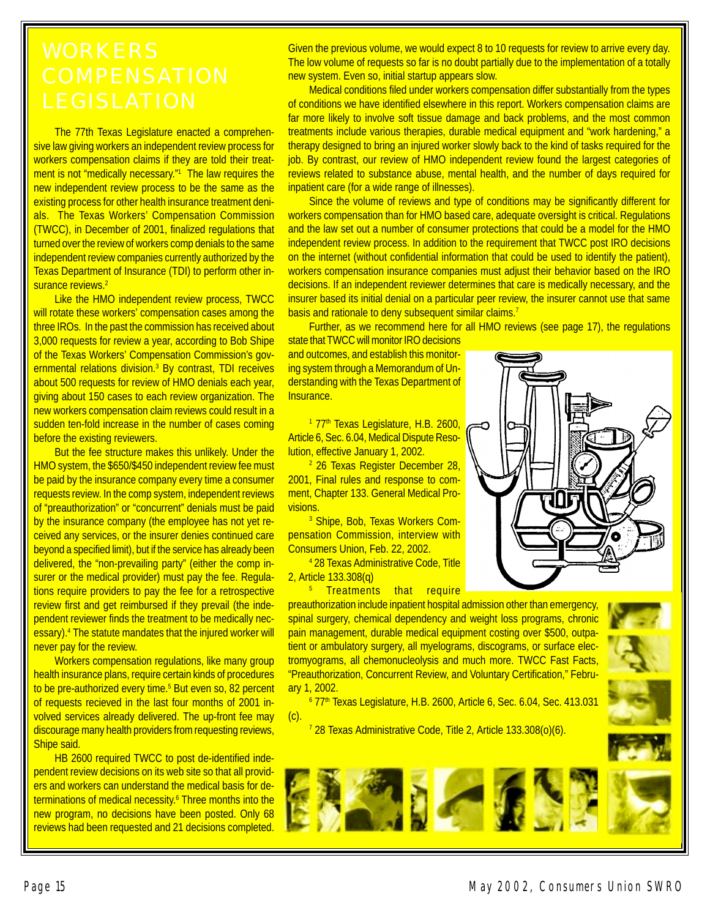# WORKERS COMPENSATION LEGISLATION

The 77th Texas Legislature enacted a comprehensive law giving workers an independent review process for workers compensation claims if they are told their treatment is not "medically necessary."[1] The law requires the new independent review process to be the same as the existing process for other health insurance treatment denials. The Texas Workers' Compensation Commission (TWCC), in December of 2001, finalized regulations that turned over the review of workers comp denials to the same independent review companies currently authorized by the Texas Department of Insurance (TDI) to perform other insurance reviews.[2]

Like the HMO independent review process, TWCC will rotate these workers' compensation cases among the three IROs. In the past the commission has received about 3,000 requests for review a year, according to Bob Shipe of the Texas Workers' Compensation Commission's governmental relations division.[3] By contrast, TDI receives about 500 requests for review of HMO denials each year, giving about 150 cases to each review organization. The new workers compensation claim reviews could result in a sudden ten-fold increase in the number of cases coming before the existing reviewers.

But the fee structure makes this unlikely. Under the HMO system, the $650/$450 independent review fee must be paid by the insurance company every time a consumer requests review. In the comp system, independent reviews of "preauthorization" or "concurrent" denials must be paid by the insurance company (the employee has not yet received any services, or the insurer denies continued care beyond a specified limit), but if the service has already been delivered, the "non-prevailing party" (either the comp insurer or the medical provider) must pay the fee. Regulations require providers to pay the fee for a retrospective review first and get reimbursed if they prevail (the independent reviewer finds the treatment to be medically necessary).[4] The statute mandates that the injured worker will never pay for the review.

Workers compensation regulations, like many group health insurance plans, require certain kinds of procedures to be pre-authorized every time.[5] But even so, 82 percent of requests recieved in the last four months of 2001 involved services already delivered. The up-front fee may discourage many health providers from requesting reviews, Shipe said.

HB 2600 required TWCC to post de-identified independent review decisions on its web site so that all providers and workers can understand the medical basis for determinations of medical necessity.[6] Three months into the new program, no decisions have been posted. Only 68 reviews had been requested and 21 decisions completed. Given the previous volume, we would expect 8 to 10 requests for review to arrive every day. The low volume of requests so far is no doubt partially due to the implementation of a totally new system. Even so, initial startup appears slow.

Medical conditions filed under workers compensation differ substantially from the types of conditions we have identified elsewhere in this report. Workers compensation claims are far more likely to involve soft tissue damage and back problems, and the most common treatments include various therapies, durable medical equipment and "work hardening," a therapy designed to bring an injured worker slowly back to the kind of tasks required for the job. By contrast, our review of HMO independent review found the largest categories of reviews related to substance abuse, mental health, and the number of days required for inpatient care (for a wide range of illnesses).

Since the volume of reviews and type of conditions may be significantly different for workers compensation than for HMO based care, adequate oversight is critical. Regulations and the law set out a number of consumer protections that could be a model for the HMO independent review process. In addition to the requirement that TWCC post IRO decisions on the internet (without confidential information that could be used to identify the patient), workers compensation insurance companies must adjust their behavior based on the IRO decisions. If an independent reviewer determines that care is medically necessary, and the insurer based its initial denial on a particular peer review, the insurer cannot use that same basis and rationale to deny subsequent similar claims.[7]

Further, as we recommend here for all HMO reviews (see page 17), the regulations state that TWCC will monitor IRO decisions and outcomes, and establish this monitoring system through a Memorandum of Understanding with the Texas Department of Insurance.

[1] 77th Texas Legislature, H.B. 2600, Article 6, Sec. 6.04, Medical Dispute Resolution, effective January 1, 2002.

[2] 26 Texas Register December 28, 2001, Final rules and response to comment, Chapter 133. General Medical Provisions.

[3] Shipe, Bob, Texas Workers Compensation Commission, interview with Consumers Union, Feb. 22, 2002.

[4] 28 Texas Administrative Code, Title 2, Article 133.308(q)

[5] Treatments that require preauthorization include inpatient hospital admission other than emergency, spinal surgery, chemical dependency and weight loss programs, chronic pain management, durable medical equipment costing over $500, outpatient or ambulatory surgery, all myelograms, discograms, or surface electromyograms, all chemonucleolysis and much more. TWCC Fast Facts, "Preauthorization, Concurrent Review, and Voluntary Certification," February 1, 2002.

[6] 77th Texas Legislature, H.B. 2600, Article 6, Sec. 6.04, Sec. 413.031 (c).

[7] 28 Texas Administrative Code, Title 2, Article 133.308(o)(6).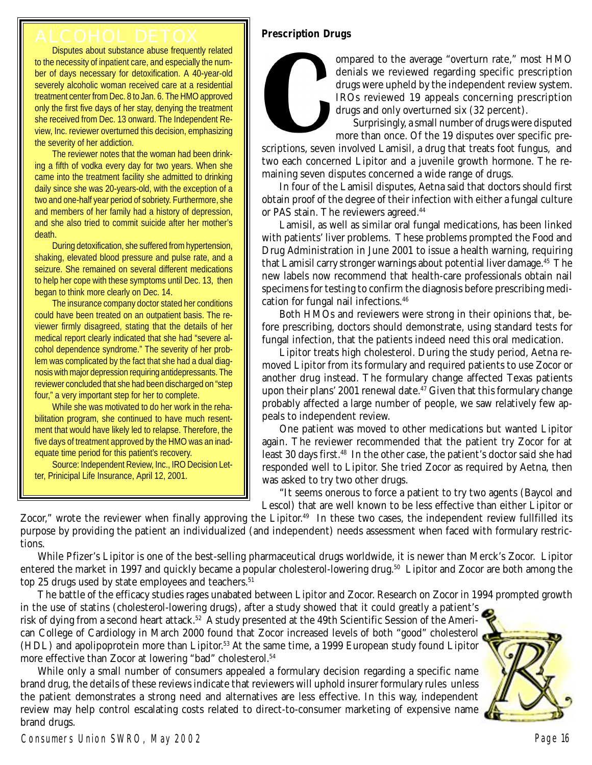## ALCOHOL DETOX

Disputes about substance abuse frequently related to the necessity of inpatient care, and especially the number of days necessary for detoxification. A 40-year-old severely alcoholic woman received care at a residential treatment center from Dec. 8 to Jan. 6. The HMO approved only the first five days of her stay, denying the treatment she received from Dec. 13 onward. The Independent Review, Inc. reviewer overturned this decision, emphasizing the severity of her addiction.

The reviewer notes that the woman had been drinking a fifth of vodka every day for two years. When she came into the treatment facility she admitted to drinking daily since she was 20-years-old, with the exception of a two and one-half year period of sobriety. Furthermore, she and members of her family had a history of depression, and she also tried to commit suicide after her mother's death.

During detoxification, she suffered from hypertension, shaking, elevated blood pressure and pulse rate, and a seizure. She remained on several different medications to help her cope with these symptoms until Dec. 13, then began to think more clearly on Dec. 14.

The insurance company doctor stated her conditions could have been treated on an outpatient basis. The reviewer firmly disagreed, stating that the details of her medical report clearly indicated that she had "severe alcohol dependence syndrome." The severity of her problem was complicated by the fact that she had a dual diagnosis with major depression requiring antidepressants. The reviewer concluded that she had been discharged on "step four," a very important step for her to complete.

While she was motivated to do her work in the rehabilitation program, she continued to have much resentment that would have likely led to relapse. Therefore, the five days of treatment approved by the HMO was an inadequate time period for this patient's recovery.

Source: Independent Review, Inc., IRO Decision Letter, Principal Life Insurance, April 12, 2001.

### Prescription Drugs

Compared to the average "overturn rate," most HMO denials we reviewed regarding specific prescription drugs were upheld by the independent review system. IROs reviewed 19 appeals concerning prescription drugs and only overturned six (32 percent).

Surprisingly, a small number of drugs were disputed more than once. Of the 19 disputes over specific prescriptions, seven involved Lamisil, a drug that treats foot fungus, and two each concerned Lipitor and a juvenile growth hormone. The remaining seven disputes concerned a wide range of drugs.

In four of the Lamisil disputes, Aetna said that doctors should first obtain proof of the degree of their infection with either a fungal culture or PAS stain. The reviewers agreed.[44]

Lamisil, as well as similar oral fungal medications, has been linked with patients' liver problems. These problems prompted the Food and Drug Administration in June 2001 to issue a health warning, requiring that Lamisil carry stronger warnings about potential liver damage.[45] The new labels now recommend that health-care professionals obtain nail specimens for testing to confirm the diagnosis before prescribing medication for fungal nail infections.[46]

Both HMOs and reviewers were strong in their opinions that, before prescribing, doctors should demonstrate, using standard tests for fungal infection, that the patients indeed need this oral medication.

Lipitor treats high cholesterol. During the study period, Aetna removed Lipitor from its formulary and required patients to use Zocor or another drug instead. The formulary change affected Texas patients upon their plans' 2001 renewal date.[47] Given that this formulary change probably affected a large number of people, we saw relatively few appeals to independent review.

One patient was moved to other medications but wanted Lipitor again. The reviewer recommended that the patient try Zocor for at least 30 days first.[48] In the other case, the patient's doctor said she had responded well to Lipitor. She tried Zocor as required by Aetna, then was asked to try two other drugs.

"It seems onerous to force a patient to try two agents (Baycol and Lescol) that are well known to be less effective than either Lipitor or Zocor," wrote the reviewer when finally approving the Lipitor.[49] In these two cases, the independent review fullfilled its purpose by providing the patient an individualized (and independent) needs assessment when faced with formulary restrictions.

While Pfizer's Lipitor is one of the best-selling pharmaceutical drugs worldwide, it is newer than Merck's Zocor. Lipitor entered the market in 1997 and quickly became a popular cholesterol-lowering drug.[50] Lipitor and Zocor are both among the top 25 drugs used by state employees and teachers.[51]

The battle of the efficacy studies rages unabated between Lipitor and Zocor. Research on Zocor in 1994 prompted growth in the use of statins (cholesterol-lowering drugs), after a study showed that it could greatly a patient's risk of dying from a second heart attack.[52] A study presented at the 49th Scientific Session of the American College of Cardiology in March 2000 found that Zocor increased levels of both "good" cholesterol (HDL) and apolipoprotein more than Lipitor.[53] At the same time, a 1999 European study found Lipitor more effective than Zocor at lowering "bad" cholesterol.[54]

While only a small number of consumers appealed a formulary decision regarding a specific name brand drug, the details of these reviews indicate that reviewers will uphold insurer formulary rules unless the patient demonstrates a strong need and alternatives are less effective. In this way, independent review may help control escalating costs related to direct-to-consumer marketing of expensive name brand drugs.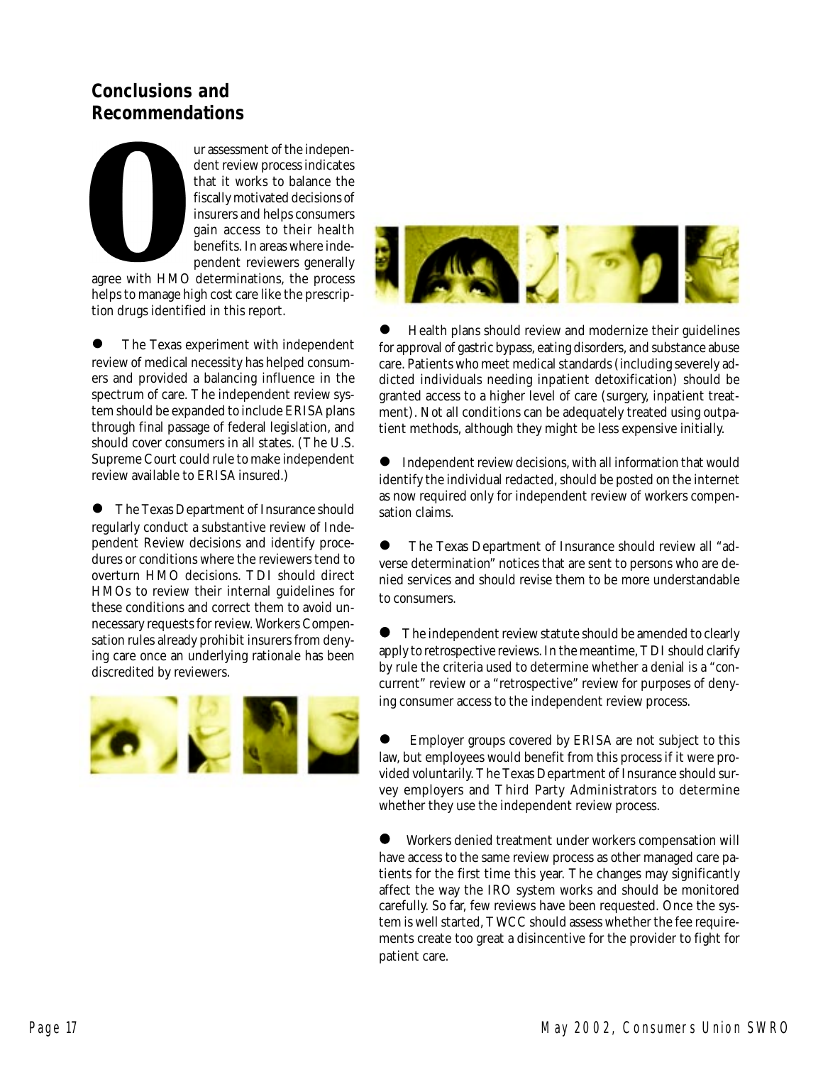## Conclusions and Recommendations

Our assessment of the independent review process indicates that it works to balance the fiscally motivated decisions of insurers and helps consumers gain access to their health benefits. In areas where independent reviewers generally agree with HMO determinations, the process helps to manage high cost care like the prescription drugs identified in this report.

- The Texas experiment with independent review of medical necessity has helped consumers and provided a balancing influence in the spectrum of care. The independent review system should be expanded to include ERISA plans through final passage of federal legislation, and should cover consumers in all states. (The U.S. Supreme Court could rule to make independent review available to ERISA insured.)

- The Texas Department of Insurance should regularly conduct a substantive review of Independent Review decisions and identify procedures or conditions where the reviewers tend to overturn HMO decisions. TDI should direct HMOs to review their internal guidelines for these conditions and correct them to avoid unnecessary requests for review. Workers Compensation rules already prohibit insurers from denying care once an underlying rationale has been discredited by reviewers.

- Health plans should review and modernize their guidelines for approval of gastric bypass, eating disorders, and substance abuse care. Patients who meet medical standards (including severely addicted individuals needing inpatient detoxification) should be granted access to a higher level of care (surgery, inpatient treatment). Not all conditions can be adequately treated using outpatient methods, although they might be less expensive initially.

- Independent review decisions, with all information that would identify the individual redacted, should be posted on the internet as now required only for independent review of workers compensation claims.

- The Texas Department of Insurance should review all "adverse determination" notices that are sent to persons who are denied services and should revise them to be more understandable to consumers.

- The independent review statute should be amended to clearly apply to retrospective reviews. In the meantime, TDI should clarify by rule the criteria used to determine whether a denial is a "concurrent" review or a "retrospective" review for purposes of denying consumer access to the independent review process.

- Employer groups covered by ERISA are not subject to this law, but employees would benefit from this process if it were provided voluntarily. The Texas Department of Insurance should survey employers and Third Party Administrators to determine whether they use the independent review process.

- Workers denied treatment under workers compensation will have access to the same review process as other managed care patients for the first time this year. The changes may significantly affect the way the IRO system works and should be monitored carefully. So far, few reviews have been requested. Once the system is well started, TWCC should assess whether the fee requirements create too great a disincentive for the provider to fight for patient care.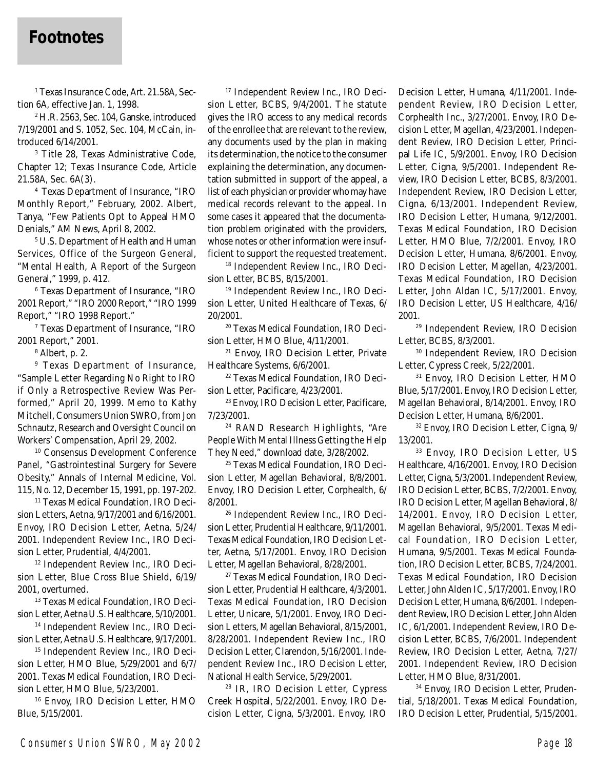# Footnotes

[1] Texas Insurance Code, Art. 21.58A, Section 6A, effective Jan. 1, 1998.

[2] H.R. 2563, Sec. 104, Ganske, introduced 7/19/2001 and S. 1052, Sec. 104, McCain, introduced 6/14/2001.

[3] Title 28, Texas Administrative Code, Chapter 12; Texas Insurance Code, Article 21.58A, Sec. 6A(3).

[4] Texas Department of Insurance, "IRO Monthly Report," February, 2002. Albert, Tanya, "Few Patients Opt to Appeal HMO Denials," AM News, April 8, 2002.

[5] U.S. Department of Health and Human Services, Office of the Surgeon General, "Mental Health, A Report of the Surgeon General," 1999, p. 412.

[6] Texas Department of Insurance, "IRO 2001 Report," "IRO 2000 Report," "IRO 1999 Report," "IRO 1998 Report."

[7] Texas Department of Insurance, "IRO 2001 Report," 2001.

[8] Albert, p. 2.

[9] Texas Department of Insurance, "Sample Letter Regarding No Right to IRO if Only a Retrospective Review Was Performed," April 20, 1999. Memo to Kathy Mitchell, Consumers Union SWRO, from Jon Schnautz, Research and Oversight Council on Workers' Compensation, April 29, 2002.

[10] Consensus Development Conference Panel, "Gastrointestinal Surgery for Severe Obesity," Annals of Internal Medicine, Vol. 115, No. 12, December 15, 1991, pp. 197-202.

[11] Texas Medical Foundation, IRO Decision Letters, Aetna, 9/17/2001 and 6/16/2001. Envoy, IRO Decision Letter, Aetna, 5/24/2001. Independent Review Inc., IRO Decision Letter, Prudential, 4/4/2001.

[12] Independent Review Inc., IRO Decision Letter, Blue Cross Blue Shield, 6/19/2001, overturned.

[13] Texas Medical Foundation, IRO Decision Letter, Aetna U.S. Healthcare, 5/10/2001.

[14] Independent Review Inc., IRO Decision Letter, Aetna U.S. Healthcare, 9/17/2001.

[15] Independent Review Inc., IRO Decision Letter, HMO Blue, 5/29/2001 and 6/7/2001. Texas Medical Foundation, IRO Decision Letter, HMO Blue, 5/23/2001.

[16] Envoy, IRO Decision Letter, HMO Blue, 5/15/2001.

[17] Independent Review Inc., IRO Decision Letter, BCBS, 9/4/2001. The statute gives the IRO access to any medical records of the enrollee that are relevant to the review, any documents used by the plan in making its determination, the notice to the consumer explaining the determination, any documentation submitted in support of the appeal, a list of each physician or provider who may have medical records relevant to the appeal. In some cases it appeared that the documentation problem originated with the providers, whose notes or other information were insufficient to support the requested treatement.

[18] Independent Review Inc., IRO Decision Letter, BCBS, 8/15/2001.

[19] Independent Review Inc., IRO Decision Letter, United Healthcare of Texas, 6/20/2001.

[20] Texas Medical Foundation, IRO Decision Letter, HMO Blue, 4/11/2001.

[21] Envoy, IRO Decision Letter, Private Healthcare Systems, 6/6/2001.

[22] Texas Medical Foundation, IRO Decision Letter, Pacificare, 4/23/2001.

[23] Envoy, IRO Decision Letter, Pacificare, 7/23/2001.

[24] RAND Research Highlights, "Are People With Mental Illness Getting the Help They Need," download date, 3/28/2002.

[25] Texas Medical Foundation, IRO Decision Letter, Magellan Behavioral, 8/8/2001. Envoy, IRO Decision Letter, Corphealth, 6/8/2001.

[26] Independent Review Inc., IRO Decision Letter, Prudential Healthcare, 9/11/2001. Texas Medical Foundation, IRO Decision Letter, Aetna, 5/17/2001. Envoy, IRO Decision Letter, Magellan Behavioral, 8/28/2001.

[27] Texas Medical Foundation, IRO Decision Letter, Prudential Healthcare, 4/3/2001. Texas Medical Foundation, IRO Decision Letter, Unicare, 5/1/2001. Envoy, IRO Decision Letters, Magellan Behavioral, 8/15/2001, 8/28/2001. Independent Review Inc., IRO Decision Letter, Clarendon, 5/16/2001. Independent Review Inc., IRO Decision Letter, National Health Service, 5/29/2001.

[28] IR, IRO Decision Letter, Cypress Creek Hospital, 5/22/2001. Envoy, IRO Decision Letter, Cigna, 5/3/2001. Envoy, IRO Decision Letter, Humana, 4/11/2001. Independent Review, IRO Decision Letter, Corphealth Inc., 3/27/2001. Envoy, IRO Decision Letter, Magellan, 4/23/2001. Independent Review, IRO Decision Letter, Principal Life IC, 5/9/2001. Envoy, IRO Decision Letter, Cigna, 9/5/2001. Independent Review, IRO Decision Letter, BCBS, 8/3/2001. Independent Review, IRO Decision Letter, Cigna, 6/13/2001. Independent Review, IRO Decision Letter, Humana, 9/12/2001. Texas Medical Foundation, IRO Decision Letter, HMO Blue, 7/2/2001. Envoy, IRO Decision Letter, Humana, 8/6/2001. Envoy, IRO Decision Letter, Magellan, 4/23/2001. Texas Medical Foundation, IRO Decision Letter, John Aldan IC, 5/17/2001. Envoy, IRO Decision Letter, US Healthcare, 4/16/2001.

[29] Independent Review, IRO Decision Letter, BCBS, 8/3/2001.

[30] Independent Review, IRO Decision Letter, Cypress Creek, 5/22/2001.

[31] Envoy, IRO Decision Letter, HMO Blue, 5/17/2001. Envoy, IRO Decision Letter, Magellan Behavioral, 8/14/2001. Envoy, IRO Decision Letter, Humana, 8/6/2001.

[32] Envoy, IRO Decision Letter, Cigna, 9/13/2001.

[33] Envoy, IRO Decision Letter, US Healthcare, 4/16/2001. Envoy, IRO Decision Letter, Cigna, 5/3/2001. Independent Review, IRO Decision Letter, BCBS, 7/2/2001. Envoy, IRO Decision Letter, Magellan Behavioral, 8/14/2001. Envoy, IRO Decision Letter, Magellan Behavioral, 9/5/2001. Texas Medical Foundation, IRO Decision Letter, Humana, 9/5/2001. Texas Medical Foundation, IRO Decision Letter, BCBS, 7/24/2001. Texas Medical Foundation, IRO Decision Letter, John Alden IC, 5/17/2001. Envoy, IRO Decision Letter, Humana, 8/6/2001. Independent Review, IRO Decision Letter, John Alden IC, 6/1/2001. Independent Review, IRO Decision Letter, BCBS, 7/6/2001. Independent Review, IRO Decision Letter, Aetna, 7/27/2001. Independent Review, IRO Decision Letter, HMO Blue, 8/31/2001.

[34] Envoy, IRO Decision Letter, Prudential, 5/18/2001. Texas Medical Foundation, IRO Decision Letter, Prudential, 5/15/2001.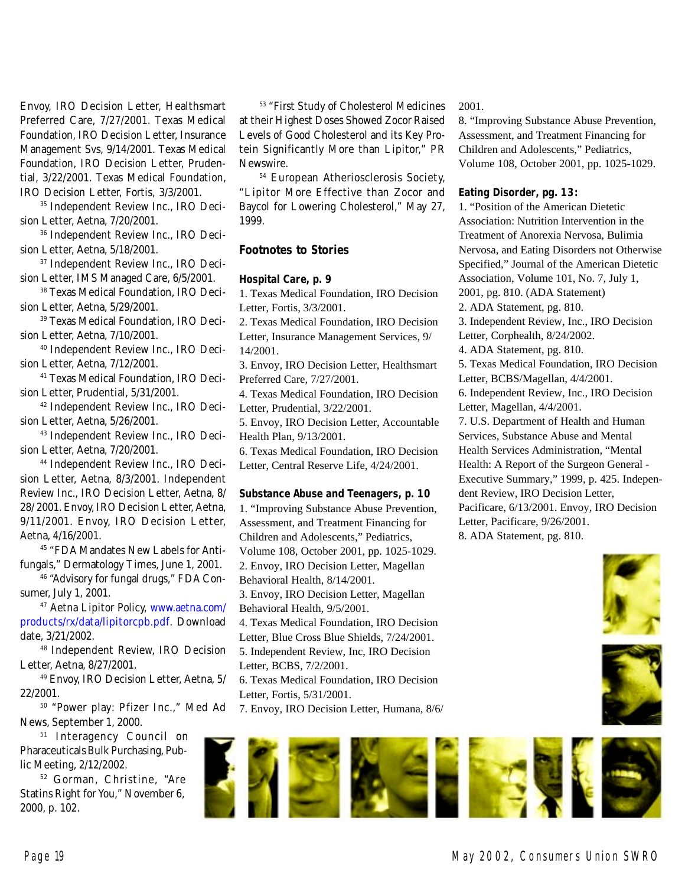Envoy, IRO Decision Letter, Healthsmart Preferred Care, 7/27/2001. Texas Medical Foundation, IRO Decision Letter, Insurance Management Svs, 9/14/2001. Texas Medical Foundation, IRO Decision Letter, Prudential, 3/22/2001. Texas Medical Foundation, IRO Decision Letter, Fortis, 3/3/2001.

[35] Independent Review Inc., IRO Decision Letter, Aetna, 7/20/2001.

[36] Independent Review Inc., IRO Decision Letter, Aetna, 5/18/2001.

[37] Independent Review Inc., IRO Decision Letter, IMS Managed Care, 6/5/2001.

[38] Texas Medical Foundation, IRO Decision Letter, Aetna, 5/29/2001.

[39] Texas Medical Foundation, IRO Decision Letter, Aetna, 7/10/2001.

[40] Independent Review Inc., IRO Decision Letter, Aetna, 7/12/2001.

[41] Texas Medical Foundation, IRO Decision Letter, Prudential, 5/31/2001.

[42] Independent Review Inc., IRO Decision Letter, Aetna, 5/26/2001.

[43] Independent Review Inc., IRO Decision Letter, Aetna, 7/20/2001.

[44] Independent Review Inc., IRO Decision Letter, Aetna, 8/3/2001. Independent Review Inc., IRO Decision Letter, Aetna, 8/28/2001. Envoy, IRO Decision Letter, Aetna, 9/11/2001. Envoy, IRO Decision Letter, Aetna, 4/16/2001.

[45] "FDA Mandates New Labels for Antifungals," Dermatology Times, June 1, 2001.

[46] "Advisory for fungal drugs," FDA Consumer, July 1, 2001.

[47] Aetna Lipitor Policy, www.aetna.com/products/rx/data/lipitorcpb.pdf. Download date, 3/21/2002.

[48] Independent Review, IRO Decision Letter, Aetna, 8/27/2001.

[49] Envoy, IRO Decision Letter, Aetna, 5/22/2001.

[50] "Power play: Pfizer Inc.," Med Ad News, September 1, 2000.

[51] Interagency Council on Pharaceuticals Bulk Purchasing, Public Meeting, 2/12/2002.

[52] Gorman, Christine, "Are Statins Right for You," November 6, 2000, p. 102.

[53] "First Study of Cholesterol Medicines at their Highest Doses Showed Zocor Raised Levels of Good Cholesterol and its Key Protein Significantly More than Lipitor," PR Newswire.

[54] European Atherosclerosis Society, "Lipitor More Effective than Zocor and Baycol for Lowering Cholesterol," May 27, 1999.

## Footnotes to Stories

### Hospital Care, p. 9

1. Texas Medical Foundation, IRO Decision Letter, Fortis, 3/3/2001.
2. Texas Medical Foundation, IRO Decision Letter, Insurance Management Services, 9/14/2001.
3. Envoy, IRO Decision Letter, Healthsmart Preferred Care, 7/27/2001.
4. Texas Medical Foundation, IRO Decision Letter, Prudential, 3/22/2001.
5. Envoy, IRO Decision Letter, Accountable Health Plan, 9/13/2001.
6. Texas Medical Foundation, IRO Decision Letter, Central Reserve Life, 4/24/2001.

### Substance Abuse and Teenagers, p. 10

1. "Improving Substance Abuse Prevention, Assessment, and Treatment Financing for Children and Adolescents," Pediatrics, Volume 108, October 2001, pp. 1025-1029.
2. Envoy, IRO Decision Letter, Magellan Behavioral Health, 8/14/2001.
3. Envoy, IRO Decision Letter, Magellan Behavioral Health, 9/5/2001.
4. Texas Medical Foundation, IRO Decision Letter, Blue Cross Blue Shields, 7/24/2001.
5. Independent Review, Inc, IRO Decision Letter, BCBS, 7/2/2001.
6. Texas Medical Foundation, IRO Decision Letter, Fortis, 5/31/2001.
7. Envoy, IRO Decision Letter, Humana, 8/6/2001.
8. "Improving Substance Abuse Prevention, Assessment, and Treatment Financing for Children and Adolescents," Pediatrics, Volume 108, October 2001, pp. 1025-1029.

### Eating Disorder, pg. 13:

1. "Position of the American Dietetic Association: Nutrition Intervention in the Treatment of Anorexia Nervosa, Bulimia Nervosa, and Eating Disorders not Otherwise Specified," Journal of the American Dietetic Association, Volume 101, No. 7, July 1, 2001, pg. 810. (ADA Statement)
2. ADA Statement, pg. 810.
3. Independent Review, Inc., IRO Decision Letter, Corphealth, 8/24/2002.
4. ADA Statement, pg. 810.
5. Texas Medical Foundation, IRO Decision Letter, BCBS/Magellan, 4/4/2001.
6. Independent Review, Inc., IRO Decision Letter, Magellan, 4/4/2001.
7. U.S. Department of Health and Human Services, Substance Abuse and Mental Health Services Administration, "Mental Health: A Report of the Surgeon General - Executive Summary," 1999, p. 425. Independent Review, IRO Decision Letter, Pacificare, 6/13/2001. Envoy, IRO Decision Letter, Pacificare, 9/26/2001.
8. ADA Statement, pg. 810.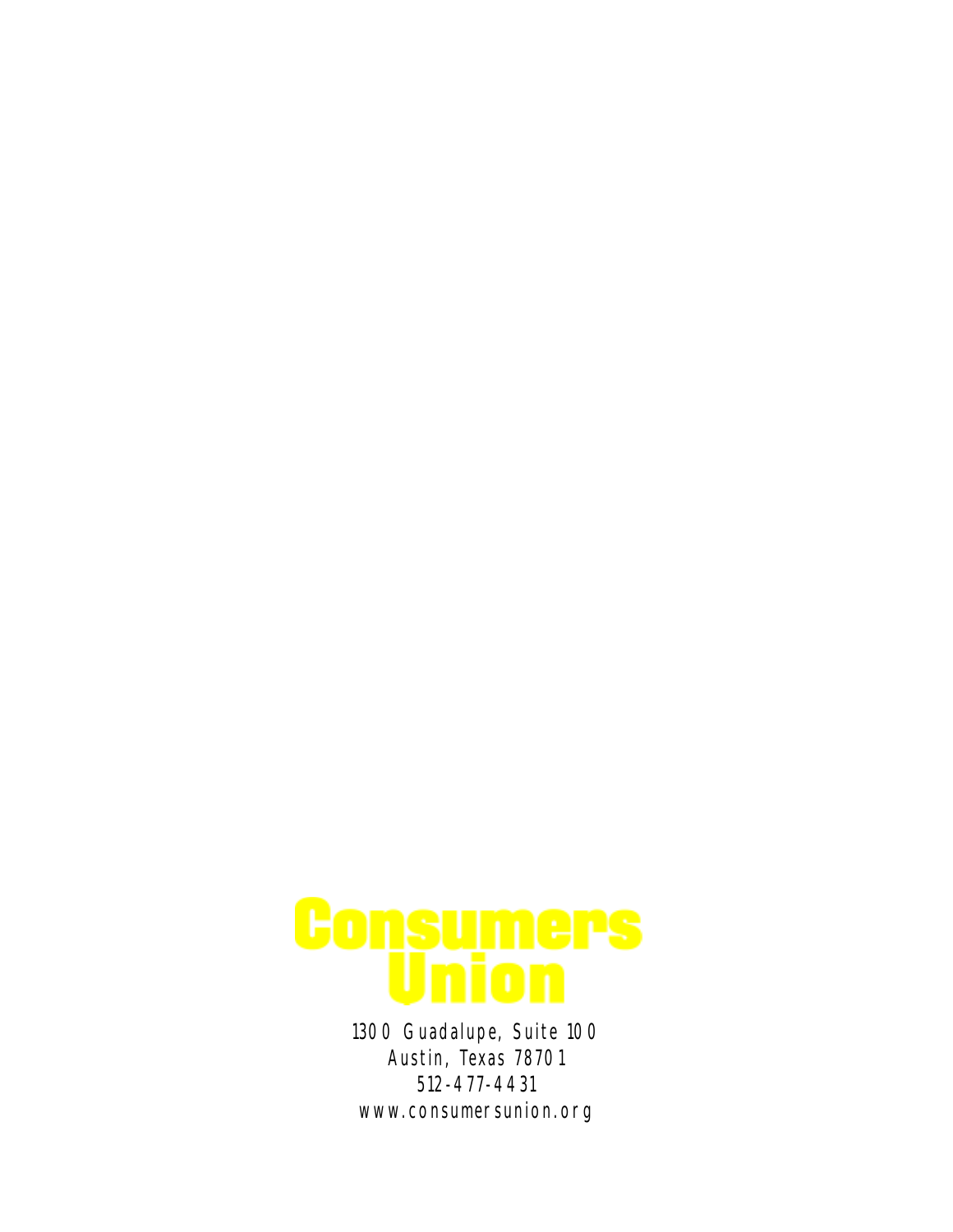**Consumers Union**

1300 Guadalupe, Suite 100
Austin, Texas 78701
512-477-4431
www.consumersunion.org